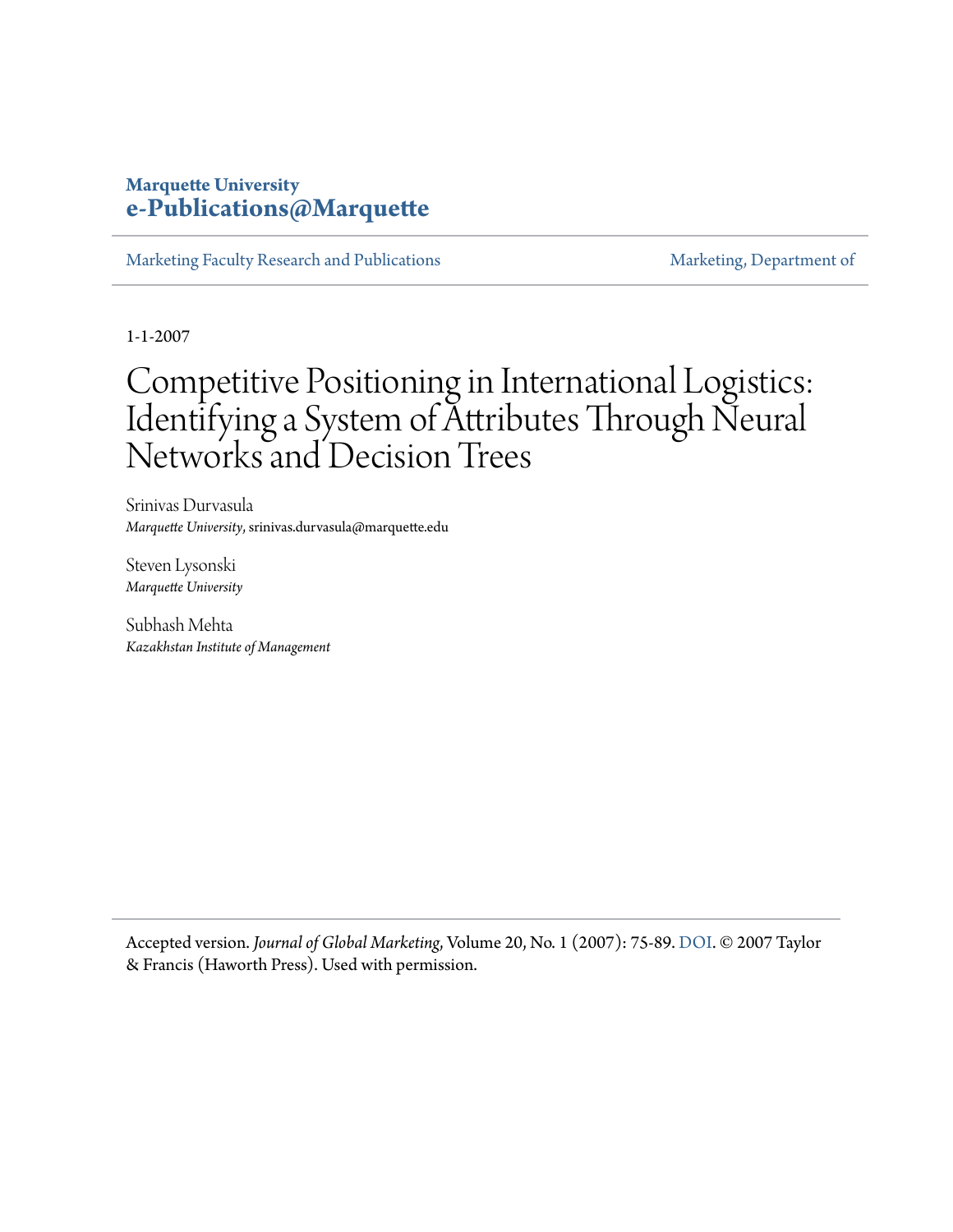**Marquette University**
**e-Publications@Marquette**

Marketing Faculty Research and Publications | Marketing, Department of

1-1-2007

# Competitive Positioning in International Logistics: Identifying a System of Attributes Through Neural Networks and Decision Trees

Srinivas Durvasula
*Marquette University*, srinivas.durvasula@marquette.edu

Steven Lysonski
*Marquette University*

Subhash Mehta
*Kazakhstan Institute of Management*

Accepted version. *Journal of Global Marketing*, Volume 20, No. 1 (2007): 75-89. DOI. © 2007 Taylor & Francis (Haworth Press). Used with permission.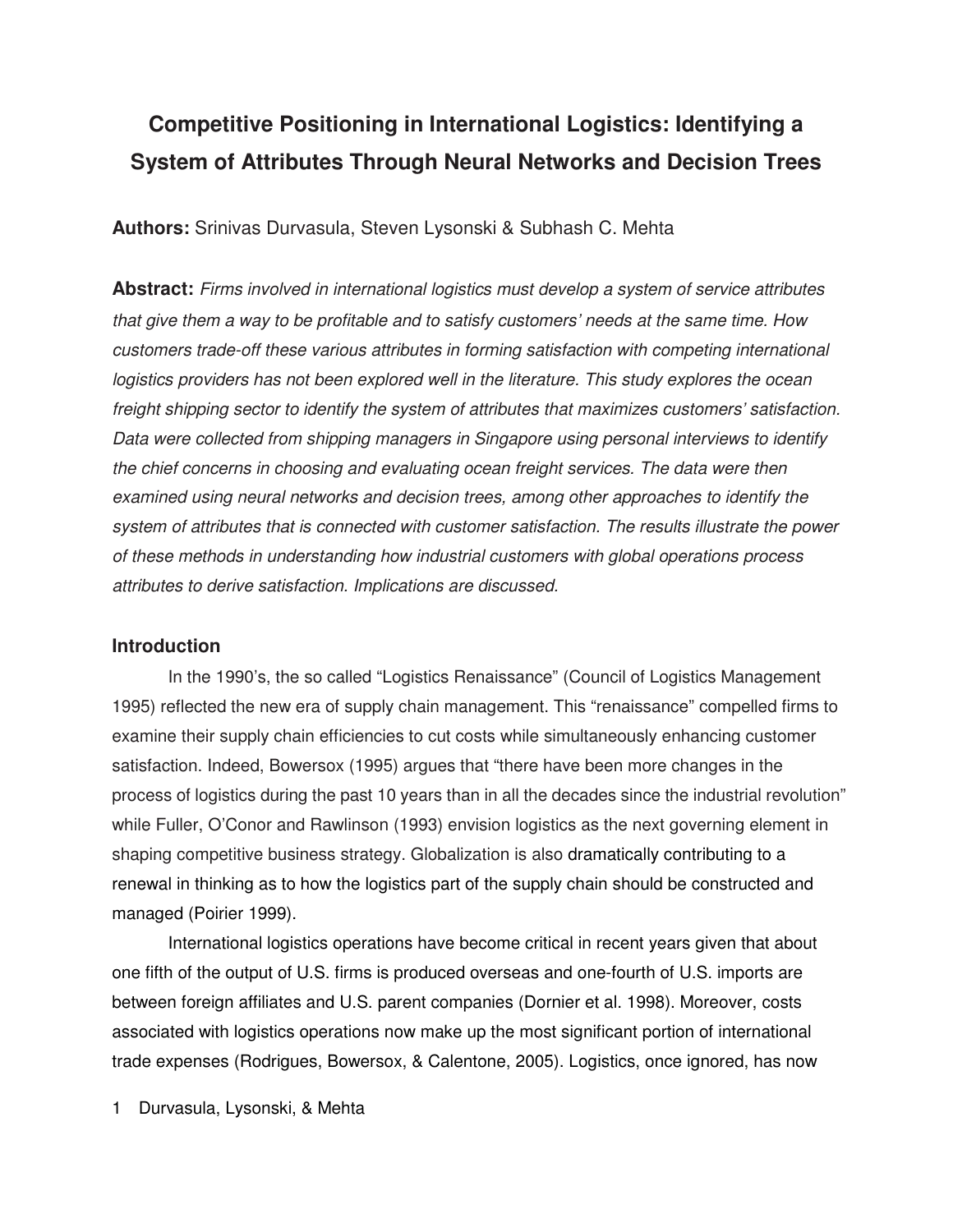# Competitive Positioning in International Logistics: Identifying a System of Attributes Through Neural Networks and Decision Trees

**Authors:** Srinivas Durvasula, Steven Lysonski & Subhash C. Mehta

**Abstract:** *Firms involved in international logistics must develop a system of service attributes that give them a way to be profitable and to satisfy customers' needs at the same time. How customers trade-off these various attributes in forming satisfaction with competing international logistics providers has not been explored well in the literature. This study explores the ocean freight shipping sector to identify the system of attributes that maximizes customers' satisfaction. Data were collected from shipping managers in Singapore using personal interviews to identify the chief concerns in choosing and evaluating ocean freight services. The data were then examined using neural networks and decision trees, among other approaches to identify the system of attributes that is connected with customer satisfaction. The results illustrate the power of these methods in understanding how industrial customers with global operations process attributes to derive satisfaction. Implications are discussed.*

## Introduction

In the 1990's, the so called "Logistics Renaissance" (Council of Logistics Management 1995) reflected the new era of supply chain management. This "renaissance" compelled firms to examine their supply chain efficiencies to cut costs while simultaneously enhancing customer satisfaction. Indeed, Bowersox (1995) argues that "there have been more changes in the process of logistics during the past 10 years than in all the decades since the industrial revolution" while Fuller, O'Conor and Rawlinson (1993) envision logistics as the next governing element in shaping competitive business strategy. Globalization is also dramatically contributing to a renewal in thinking as to how the logistics part of the supply chain should be constructed and managed (Poirier 1999).

International logistics operations have become critical in recent years given that about one fifth of the output of U.S. firms is produced overseas and one-fourth of U.S. imports are between foreign affiliates and U.S. parent companies (Dornier et al. 1998). Moreover, costs associated with logistics operations now make up the most significant portion of international trade expenses (Rodrigues, Bowersox, & Calentone, 2005). Logistics, once ignored, has now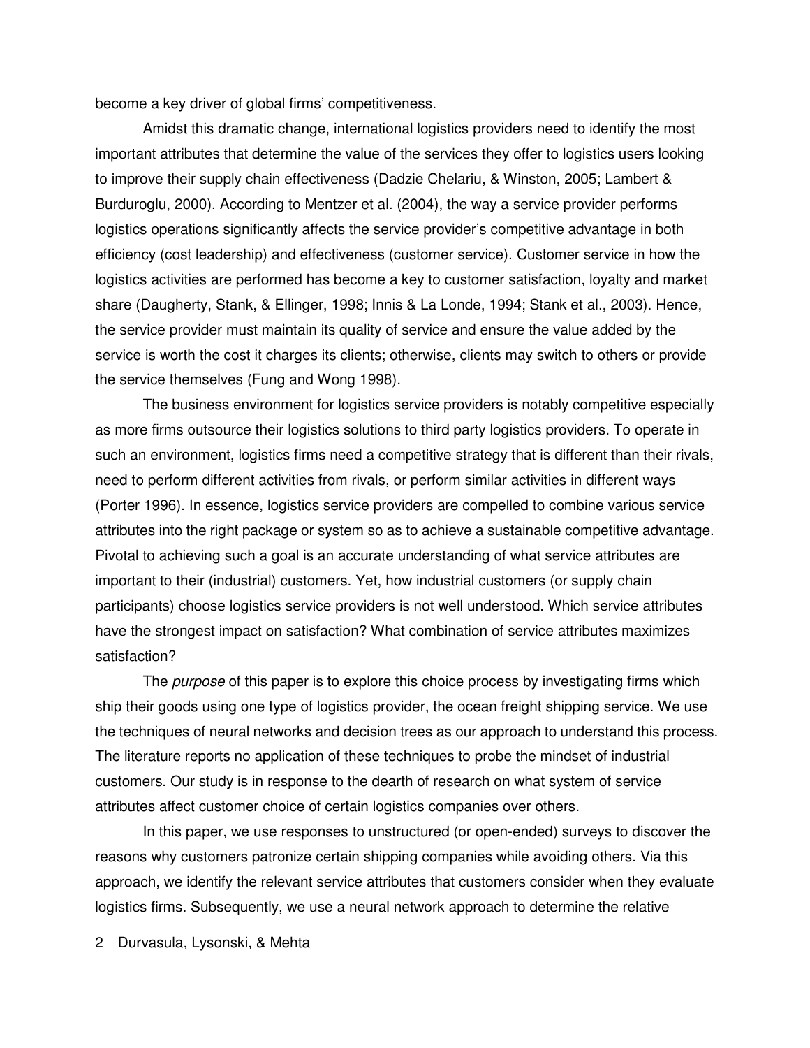become a key driver of global firms' competitiveness.

Amidst this dramatic change, international logistics providers need to identify the most important attributes that determine the value of the services they offer to logistics users looking to improve their supply chain effectiveness (Dadzie Chelariu, & Winston, 2005; Lambert & Burduroglu, 2000). According to Mentzer et al. (2004), the way a service provider performs logistics operations significantly affects the service provider's competitive advantage in both efficiency (cost leadership) and effectiveness (customer service). Customer service in how the logistics activities are performed has become a key to customer satisfaction, loyalty and market share (Daugherty, Stank, & Ellinger, 1998; Innis & La Londe, 1994; Stank et al., 2003). Hence, the service provider must maintain its quality of service and ensure the value added by the service is worth the cost it charges its clients; otherwise, clients may switch to others or provide the service themselves (Fung and Wong 1998).

The business environment for logistics service providers is notably competitive especially as more firms outsource their logistics solutions to third party logistics providers. To operate in such an environment, logistics firms need a competitive strategy that is different than their rivals, need to perform different activities from rivals, or perform similar activities in different ways (Porter 1996). In essence, logistics service providers are compelled to combine various service attributes into the right package or system so as to achieve a sustainable competitive advantage. Pivotal to achieving such a goal is an accurate understanding of what service attributes are important to their (industrial) customers. Yet, how industrial customers (or supply chain participants) choose logistics service providers is not well understood. Which service attributes have the strongest impact on satisfaction? What combination of service attributes maximizes satisfaction?

The *purpose* of this paper is to explore this choice process by investigating firms which ship their goods using one type of logistics provider, the ocean freight shipping service. We use the techniques of neural networks and decision trees as our approach to understand this process. The literature reports no application of these techniques to probe the mindset of industrial customers. Our study is in response to the dearth of research on what system of service attributes affect customer choice of certain logistics companies over others.

In this paper, we use responses to unstructured (or open-ended) surveys to discover the reasons why customers patronize certain shipping companies while avoiding others. Via this approach, we identify the relevant service attributes that customers consider when they evaluate logistics firms. Subsequently, we use a neural network approach to determine the relative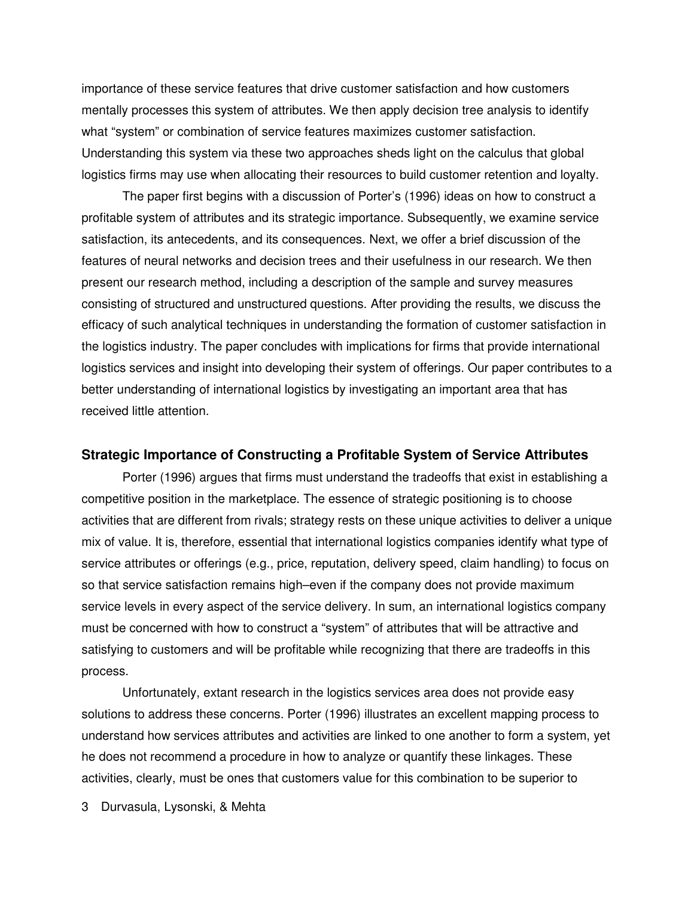importance of these service features that drive customer satisfaction and how customers mentally processes this system of attributes. We then apply decision tree analysis to identify what "system" or combination of service features maximizes customer satisfaction. Understanding this system via these two approaches sheds light on the calculus that global logistics firms may use when allocating their resources to build customer retention and loyalty.

The paper first begins with a discussion of Porter's (1996) ideas on how to construct a profitable system of attributes and its strategic importance. Subsequently, we examine service satisfaction, its antecedents, and its consequences. Next, we offer a brief discussion of the features of neural networks and decision trees and their usefulness in our research. We then present our research method, including a description of the sample and survey measures consisting of structured and unstructured questions. After providing the results, we discuss the efficacy of such analytical techniques in understanding the formation of customer satisfaction in the logistics industry. The paper concludes with implications for firms that provide international logistics services and insight into developing their system of offerings. Our paper contributes to a better understanding of international logistics by investigating an important area that has received little attention.

## Strategic Importance of Constructing a Profitable System of Service Attributes

Porter (1996) argues that firms must understand the tradeoffs that exist in establishing a competitive position in the marketplace. The essence of strategic positioning is to choose activities that are different from rivals; strategy rests on these unique activities to deliver a unique mix of value. It is, therefore, essential that international logistics companies identify what type of service attributes or offerings (e.g., price, reputation, delivery speed, claim handling) to focus on so that service satisfaction remains high–even if the company does not provide maximum service levels in every aspect of the service delivery. In sum, an international logistics company must be concerned with how to construct a "system" of attributes that will be attractive and satisfying to customers and will be profitable while recognizing that there are tradeoffs in this process.

Unfortunately, extant research in the logistics services area does not provide easy solutions to address these concerns. Porter (1996) illustrates an excellent mapping process to understand how services attributes and activities are linked to one another to form a system, yet he does not recommend a procedure in how to analyze or quantify these linkages. These activities, clearly, must be ones that customers value for this combination to be superior to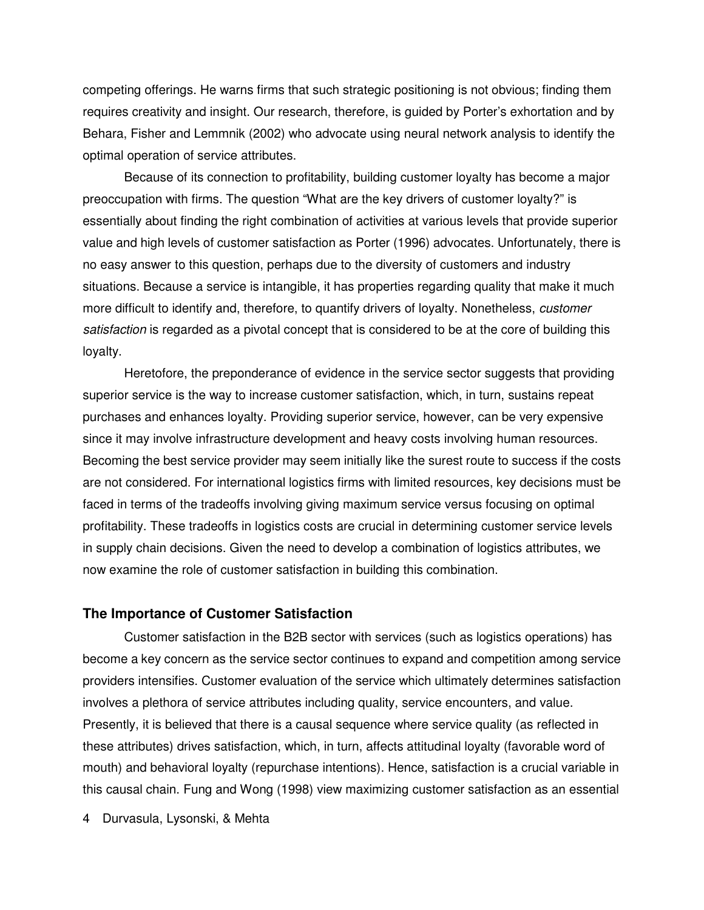competing offerings. He warns firms that such strategic positioning is not obvious; finding them requires creativity and insight. Our research, therefore, is guided by Porter's exhortation and by Behara, Fisher and Lemmnik (2002) who advocate using neural network analysis to identify the optimal operation of service attributes.

Because of its connection to profitability, building customer loyalty has become a major preoccupation with firms. The question "What are the key drivers of customer loyalty?" is essentially about finding the right combination of activities at various levels that provide superior value and high levels of customer satisfaction as Porter (1996) advocates. Unfortunately, there is no easy answer to this question, perhaps due to the diversity of customers and industry situations. Because a service is intangible, it has properties regarding quality that make it much more difficult to identify and, therefore, to quantify drivers of loyalty. Nonetheless, *customer satisfaction* is regarded as a pivotal concept that is considered to be at the core of building this loyalty.

Heretofore, the preponderance of evidence in the service sector suggests that providing superior service is the way to increase customer satisfaction, which, in turn, sustains repeat purchases and enhances loyalty. Providing superior service, however, can be very expensive since it may involve infrastructure development and heavy costs involving human resources. Becoming the best service provider may seem initially like the surest route to success if the costs are not considered. For international logistics firms with limited resources, key decisions must be faced in terms of the tradeoffs involving giving maximum service versus focusing on optimal profitability. These tradeoffs in logistics costs are crucial in determining customer service levels in supply chain decisions. Given the need to develop a combination of logistics attributes, we now examine the role of customer satisfaction in building this combination.

### The Importance of Customer Satisfaction

Customer satisfaction in the B2B sector with services (such as logistics operations) has become a key concern as the service sector continues to expand and competition among service providers intensifies. Customer evaluation of the service which ultimately determines satisfaction involves a plethora of service attributes including quality, service encounters, and value. Presently, it is believed that there is a causal sequence where service quality (as reflected in these attributes) drives satisfaction, which, in turn, affects attitudinal loyalty (favorable word of mouth) and behavioral loyalty (repurchase intentions). Hence, satisfaction is a crucial variable in this causal chain. Fung and Wong (1998) view maximizing customer satisfaction as an essential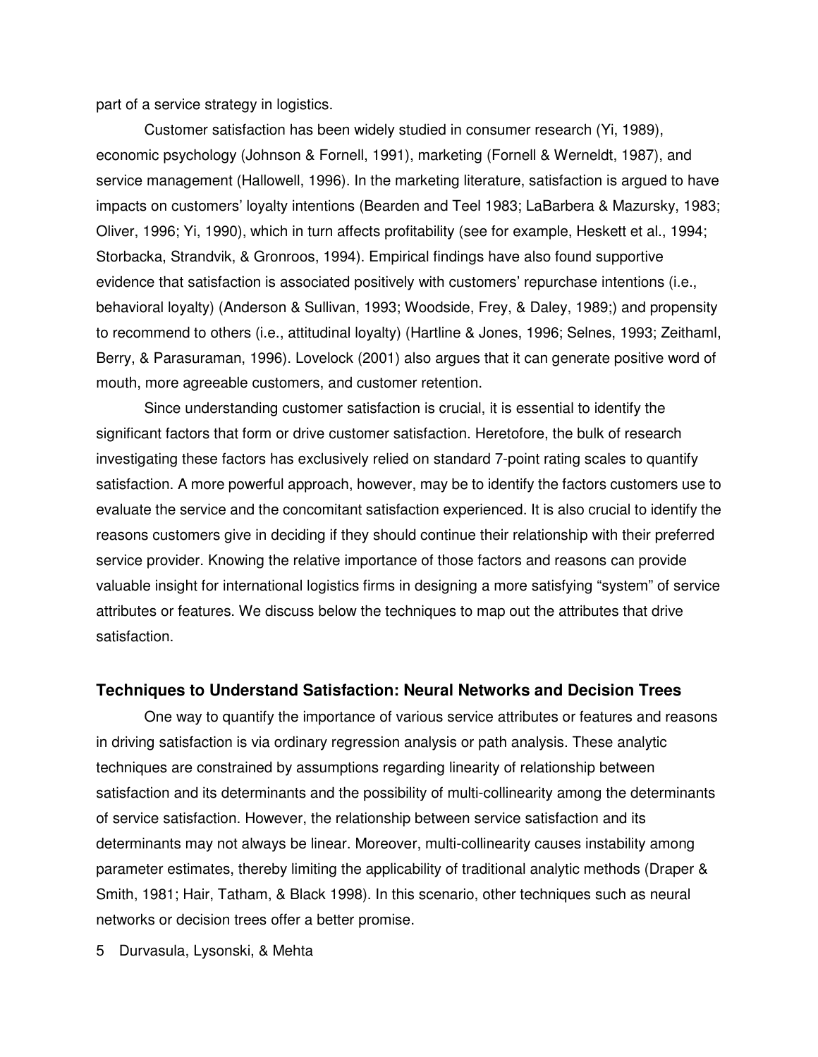part of a service strategy in logistics.

Customer satisfaction has been widely studied in consumer research (Yi, 1989), economic psychology (Johnson & Fornell, 1991), marketing (Fornell & Werneldt, 1987), and service management (Hallowell, 1996). In the marketing literature, satisfaction is argued to have impacts on customers' loyalty intentions (Bearden and Teel 1983; LaBarbera & Mazursky, 1983; Oliver, 1996; Yi, 1990), which in turn affects profitability (see for example, Heskett et al., 1994; Storbacka, Strandvik, & Gronroos, 1994). Empirical findings have also found supportive evidence that satisfaction is associated positively with customers' repurchase intentions (i.e., behavioral loyalty) (Anderson & Sullivan, 1993; Woodside, Frey, & Daley, 1989;) and propensity to recommend to others (i.e., attitudinal loyalty) (Hartline & Jones, 1996; Selnes, 1993; Zeithaml, Berry, & Parasuraman, 1996). Lovelock (2001) also argues that it can generate positive word of mouth, more agreeable customers, and customer retention.

Since understanding customer satisfaction is crucial, it is essential to identify the significant factors that form or drive customer satisfaction. Heretofore, the bulk of research investigating these factors has exclusively relied on standard 7-point rating scales to quantify satisfaction. A more powerful approach, however, may be to identify the factors customers use to evaluate the service and the concomitant satisfaction experienced. It is also crucial to identify the reasons customers give in deciding if they should continue their relationship with their preferred service provider. Knowing the relative importance of those factors and reasons can provide valuable insight for international logistics firms in designing a more satisfying "system" of service attributes or features. We discuss below the techniques to map out the attributes that drive satisfaction.

### Techniques to Understand Satisfaction: Neural Networks and Decision Trees

One way to quantify the importance of various service attributes or features and reasons in driving satisfaction is via ordinary regression analysis or path analysis. These analytic techniques are constrained by assumptions regarding linearity of relationship between satisfaction and its determinants and the possibility of multi-collinearity among the determinants of service satisfaction. However, the relationship between service satisfaction and its determinants may not always be linear. Moreover, multi-collinearity causes instability among parameter estimates, thereby limiting the applicability of traditional analytic methods (Draper & Smith, 1981; Hair, Tatham, & Black 1998). In this scenario, other techniques such as neural networks or decision trees offer a better promise.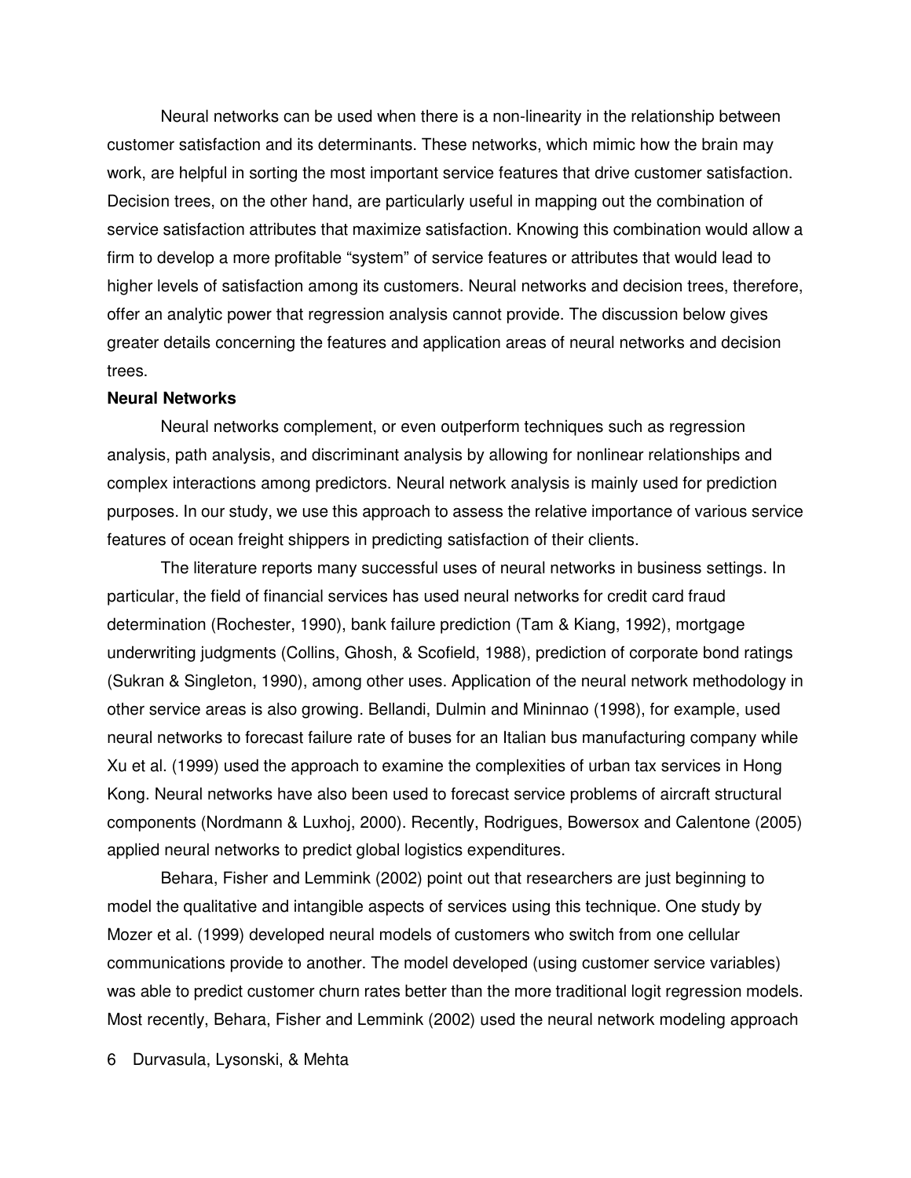Neural networks can be used when there is a non-linearity in the relationship between customer satisfaction and its determinants. These networks, which mimic how the brain may work, are helpful in sorting the most important service features that drive customer satisfaction. Decision trees, on the other hand, are particularly useful in mapping out the combination of service satisfaction attributes that maximize satisfaction. Knowing this combination would allow a firm to develop a more profitable "system" of service features or attributes that would lead to higher levels of satisfaction among its customers. Neural networks and decision trees, therefore, offer an analytic power that regression analysis cannot provide. The discussion below gives greater details concerning the features and application areas of neural networks and decision trees.

**Neural Networks**

Neural networks complement, or even outperform techniques such as regression analysis, path analysis, and discriminant analysis by allowing for nonlinear relationships and complex interactions among predictors. Neural network analysis is mainly used for prediction purposes. In our study, we use this approach to assess the relative importance of various service features of ocean freight shippers in predicting satisfaction of their clients.

The literature reports many successful uses of neural networks in business settings. In particular, the field of financial services has used neural networks for credit card fraud determination (Rochester, 1990), bank failure prediction (Tam & Kiang, 1992), mortgage underwriting judgments (Collins, Ghosh, & Scofield, 1988), prediction of corporate bond ratings (Sukran & Singleton, 1990), among other uses. Application of the neural network methodology in other service areas is also growing. Bellandi, Dulmin and Mininnao (1998), for example, used neural networks to forecast failure rate of buses for an Italian bus manufacturing company while Xu et al. (1999) used the approach to examine the complexities of urban tax services in Hong Kong. Neural networks have also been used to forecast service problems of aircraft structural components (Nordmann & Luxhoj, 2000). Recently, Rodrigues, Bowersox and Calentone (2005) applied neural networks to predict global logistics expenditures.

Behara, Fisher and Lemmink (2002) point out that researchers are just beginning to model the qualitative and intangible aspects of services using this technique. One study by Mozer et al. (1999) developed neural models of customers who switch from one cellular communications provide to another. The model developed (using customer service variables) was able to predict customer churn rates better than the more traditional logit regression models. Most recently, Behara, Fisher and Lemmink (2002) used the neural network modeling approach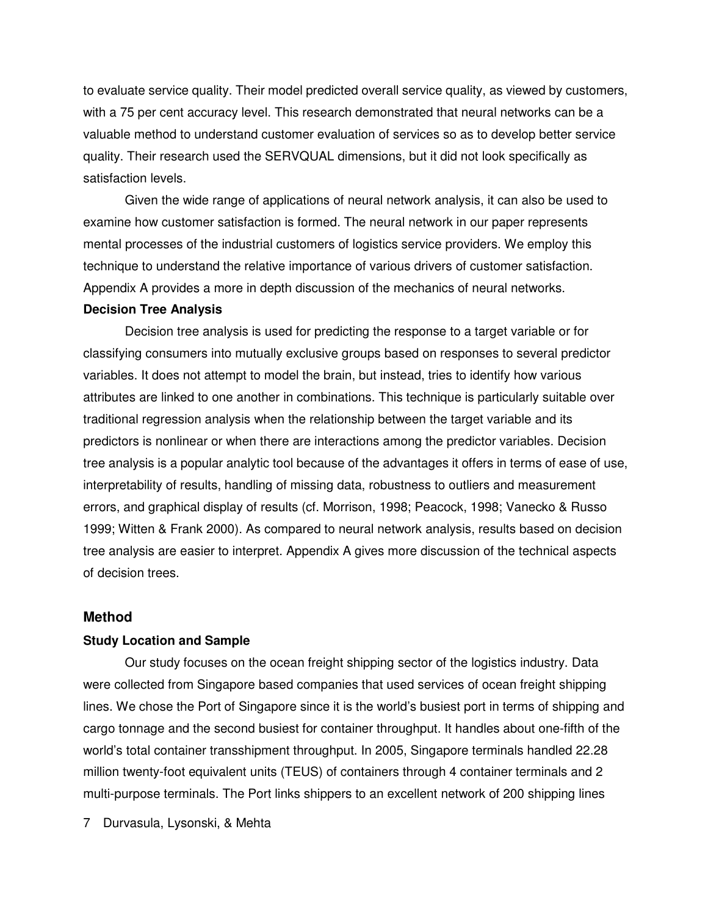to evaluate service quality. Their model predicted overall service quality, as viewed by customers, with a 75 per cent accuracy level. This research demonstrated that neural networks can be a valuable method to understand customer evaluation of services so as to develop better service quality. Their research used the SERVQUAL dimensions, but it did not look specifically as satisfaction levels.

Given the wide range of applications of neural network analysis, it can also be used to examine how customer satisfaction is formed. The neural network in our paper represents mental processes of the industrial customers of logistics service providers. We employ this technique to understand the relative importance of various drivers of customer satisfaction. Appendix A provides a more in depth discussion of the mechanics of neural networks.

### Decision Tree Analysis

Decision tree analysis is used for predicting the response to a target variable or for classifying consumers into mutually exclusive groups based on responses to several predictor variables. It does not attempt to model the brain, but instead, tries to identify how various attributes are linked to one another in combinations. This technique is particularly suitable over traditional regression analysis when the relationship between the target variable and its predictors is nonlinear or when there are interactions among the predictor variables. Decision tree analysis is a popular analytic tool because of the advantages it offers in terms of ease of use, interpretability of results, handling of missing data, robustness to outliers and measurement errors, and graphical display of results (cf. Morrison, 1998; Peacock, 1998; Vanecko & Russo 1999; Witten & Frank 2000). As compared to neural network analysis, results based on decision tree analysis are easier to interpret. Appendix A gives more discussion of the technical aspects of decision trees.

## Method

### Study Location and Sample

Our study focuses on the ocean freight shipping sector of the logistics industry. Data were collected from Singapore based companies that used services of ocean freight shipping lines. We chose the Port of Singapore since it is the world's busiest port in terms of shipping and cargo tonnage and the second busiest for container throughput. It handles about one-fifth of the world's total container transshipment throughput. In 2005, Singapore terminals handled 22.28 million twenty-foot equivalent units (TEUS) of containers through 4 container terminals and 2 multi-purpose terminals. The Port links shippers to an excellent network of 200 shipping lines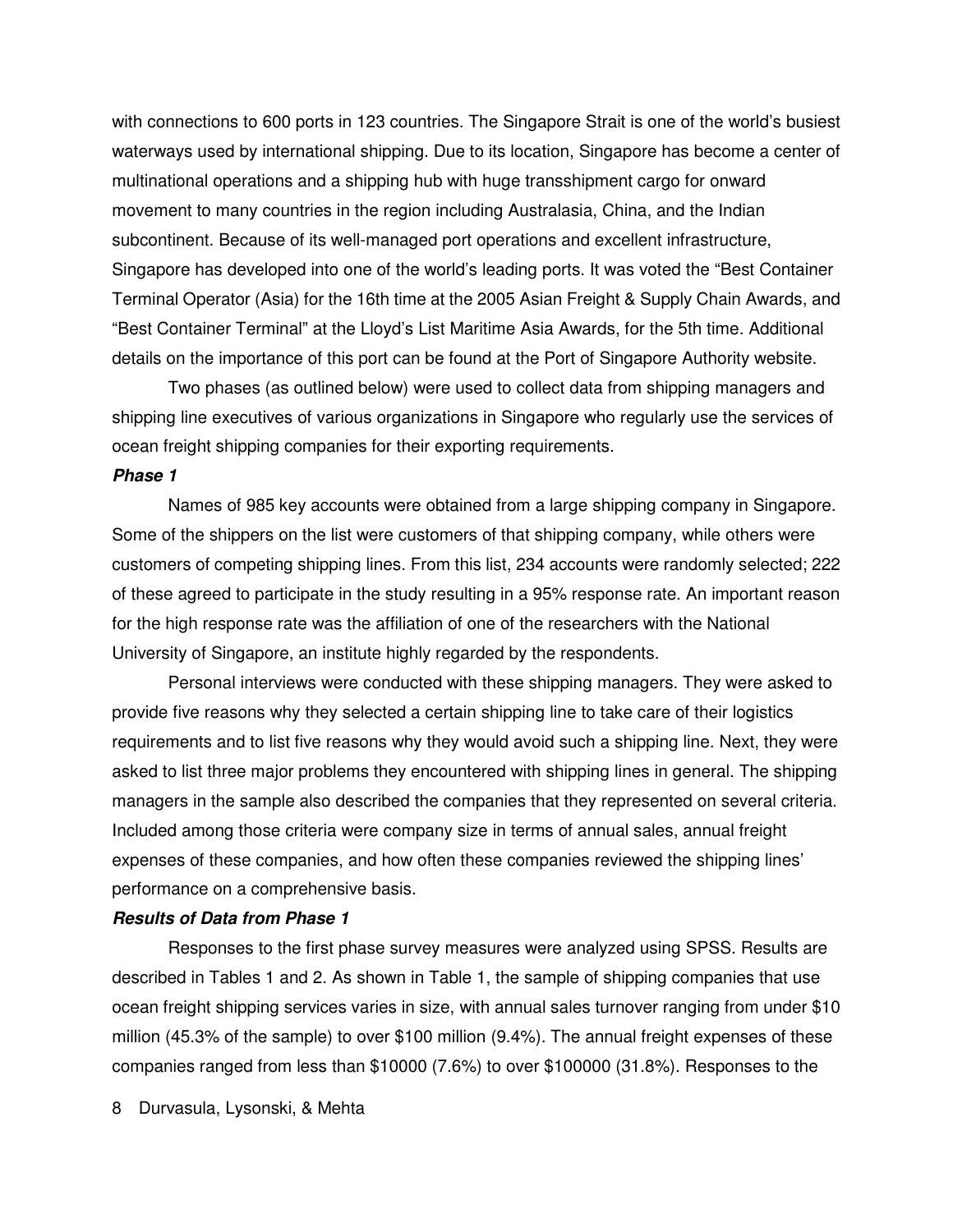with connections to 600 ports in 123 countries. The Singapore Strait is one of the world's busiest waterways used by international shipping. Due to its location, Singapore has become a center of multinational operations and a shipping hub with huge transshipment cargo for onward movement to many countries in the region including Australasia, China, and the Indian subcontinent. Because of its well-managed port operations and excellent infrastructure, Singapore has developed into one of the world's leading ports. It was voted the "Best Container Terminal Operator (Asia) for the 16th time at the 2005 Asian Freight & Supply Chain Awards, and "Best Container Terminal" at the Lloyd's List Maritime Asia Awards, for the 5th time. Additional details on the importance of this port can be found at the Port of Singapore Authority website.

Two phases (as outlined below) were used to collect data from shipping managers and shipping line executives of various organizations in Singapore who regularly use the services of ocean freight shipping companies for their exporting requirements.

***Phase 1***

Names of 985 key accounts were obtained from a large shipping company in Singapore. Some of the shippers on the list were customers of that shipping company, while others were customers of competing shipping lines. From this list, 234 accounts were randomly selected; 222 of these agreed to participate in the study resulting in a 95% response rate. An important reason for the high response rate was the affiliation of one of the researchers with the National University of Singapore, an institute highly regarded by the respondents.

Personal interviews were conducted with these shipping managers. They were asked to provide five reasons why they selected a certain shipping line to take care of their logistics requirements and to list five reasons why they would avoid such a shipping line. Next, they were asked to list three major problems they encountered with shipping lines in general. The shipping managers in the sample also described the companies that they represented on several criteria. Included among those criteria were company size in terms of annual sales, annual freight expenses of these companies, and how often these companies reviewed the shipping lines' performance on a comprehensive basis.

***Results of Data from Phase 1***

Responses to the first phase survey measures were analyzed using SPSS. Results are described in Tables 1 and 2. As shown in Table 1, the sample of shipping companies that use ocean freight shipping services varies in size, with annual sales turnover ranging from under $10 million (45.3% of the sample) to over $100 million (9.4%). The annual freight expenses of these companies ranged from less than $10000 (7.6%) to over $100000 (31.8%). Responses to the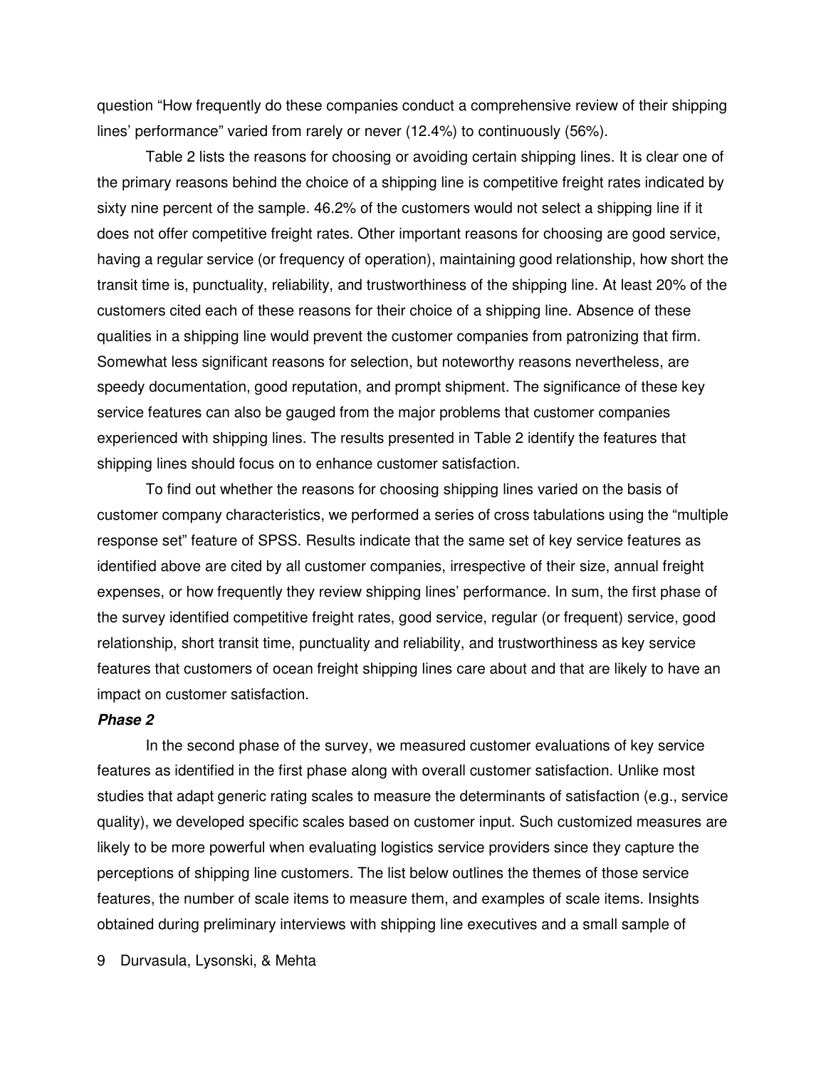question "How frequently do these companies conduct a comprehensive review of their shipping lines' performance" varied from rarely or never (12.4%) to continuously (56%).

Table 2 lists the reasons for choosing or avoiding certain shipping lines. It is clear one of the primary reasons behind the choice of a shipping line is competitive freight rates indicated by sixty nine percent of the sample. 46.2% of the customers would not select a shipping line if it does not offer competitive freight rates. Other important reasons for choosing are good service, having a regular service (or frequency of operation), maintaining good relationship, how short the transit time is, punctuality, reliability, and trustworthiness of the shipping line. At least 20% of the customers cited each of these reasons for their choice of a shipping line. Absence of these qualities in a shipping line would prevent the customer companies from patronizing that firm. Somewhat less significant reasons for selection, but noteworthy reasons nevertheless, are speedy documentation, good reputation, and prompt shipment. The significance of these key service features can also be gauged from the major problems that customer companies experienced with shipping lines. The results presented in Table 2 identify the features that shipping lines should focus on to enhance customer satisfaction.

To find out whether the reasons for choosing shipping lines varied on the basis of customer company characteristics, we performed a series of cross tabulations using the "multiple response set" feature of SPSS. Results indicate that the same set of key service features as identified above are cited by all customer companies, irrespective of their size, annual freight expenses, or how frequently they review shipping lines' performance. In sum, the first phase of the survey identified competitive freight rates, good service, regular (or frequent) service, good relationship, short transit time, punctuality and reliability, and trustworthiness as key service features that customers of ocean freight shipping lines care about and that are likely to have an impact on customer satisfaction.

***Phase 2***

In the second phase of the survey, we measured customer evaluations of key service features as identified in the first phase along with overall customer satisfaction. Unlike most studies that adapt generic rating scales to measure the determinants of satisfaction (e.g., service quality), we developed specific scales based on customer input. Such customized measures are likely to be more powerful when evaluating logistics service providers since they capture the perceptions of shipping line customers. The list below outlines the themes of those service features, the number of scale items to measure them, and examples of scale items. Insights obtained during preliminary interviews with shipping line executives and a small sample of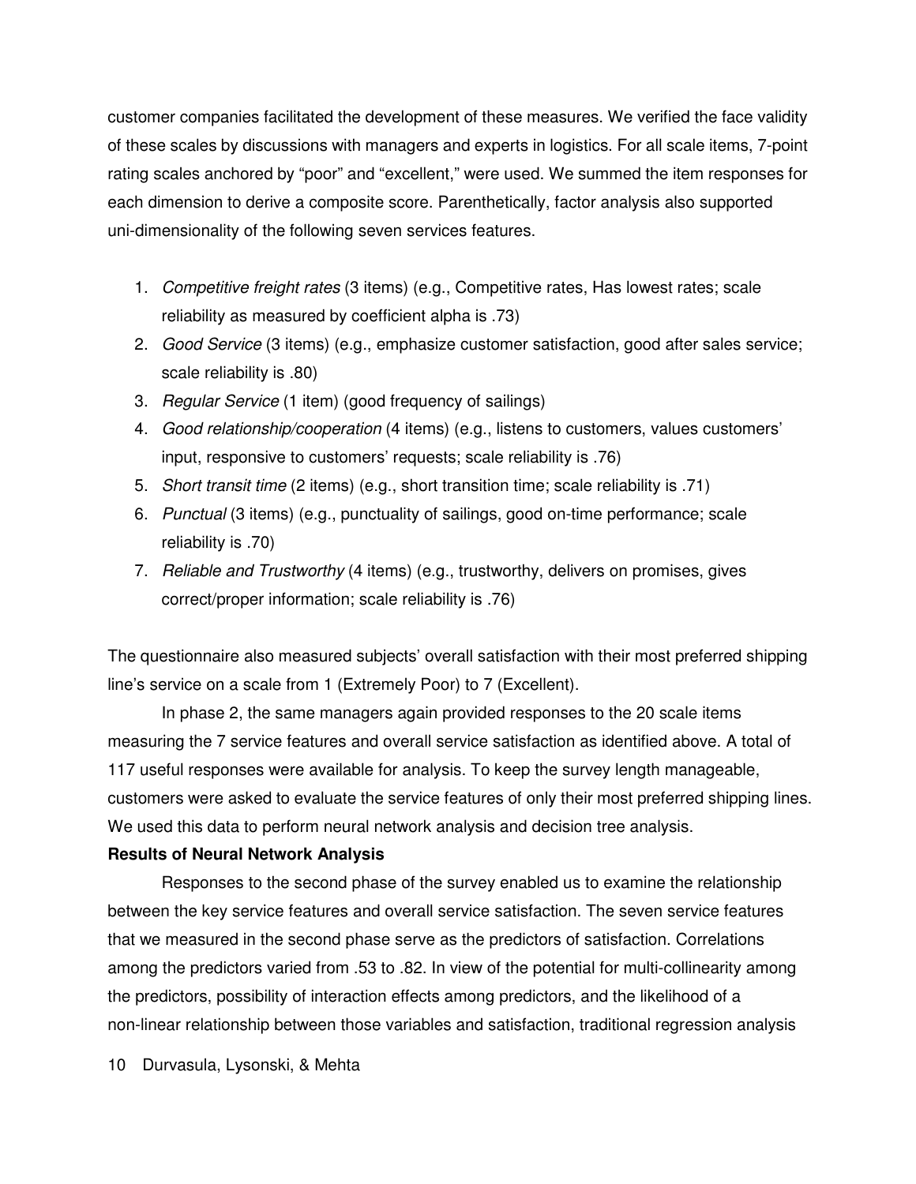customer companies facilitated the development of these measures. We verified the face validity of these scales by discussions with managers and experts in logistics. For all scale items, 7-point rating scales anchored by "poor" and "excellent," were used. We summed the item responses for each dimension to derive a composite score. Parenthetically, factor analysis also supported uni-dimensionality of the following seven services features.

1. *Competitive freight rates* (3 items) (e.g., Competitive rates, Has lowest rates; scale reliability as measured by coefficient alpha is .73)
2. *Good Service* (3 items) (e.g., emphasize customer satisfaction, good after sales service; scale reliability is .80)
3. *Regular Service* (1 item) (good frequency of sailings)
4. *Good relationship/cooperation* (4 items) (e.g., listens to customers, values customers' input, responsive to customers' requests; scale reliability is .76)
5. *Short transit time* (2 items) (e.g., short transition time; scale reliability is .71)
6. *Punctual* (3 items) (e.g., punctuality of sailings, good on-time performance; scale reliability is .70)
7. *Reliable and Trustworthy* (4 items) (e.g., trustworthy, delivers on promises, gives correct/proper information; scale reliability is .76)

The questionnaire also measured subjects' overall satisfaction with their most preferred shipping line's service on a scale from 1 (Extremely Poor) to 7 (Excellent).

In phase 2, the same managers again provided responses to the 20 scale items measuring the 7 service features and overall service satisfaction as identified above. A total of 117 useful responses were available for analysis. To keep the survey length manageable, customers were asked to evaluate the service features of only their most preferred shipping lines. We used this data to perform neural network analysis and decision tree analysis.

**Results of Neural Network Analysis**

Responses to the second phase of the survey enabled us to examine the relationship between the key service features and overall service satisfaction. The seven service features that we measured in the second phase serve as the predictors of satisfaction. Correlations among the predictors varied from .53 to .82. In view of the potential for multi-collinearity among the predictors, possibility of interaction effects among predictors, and the likelihood of a non-linear relationship between those variables and satisfaction, traditional regression analysis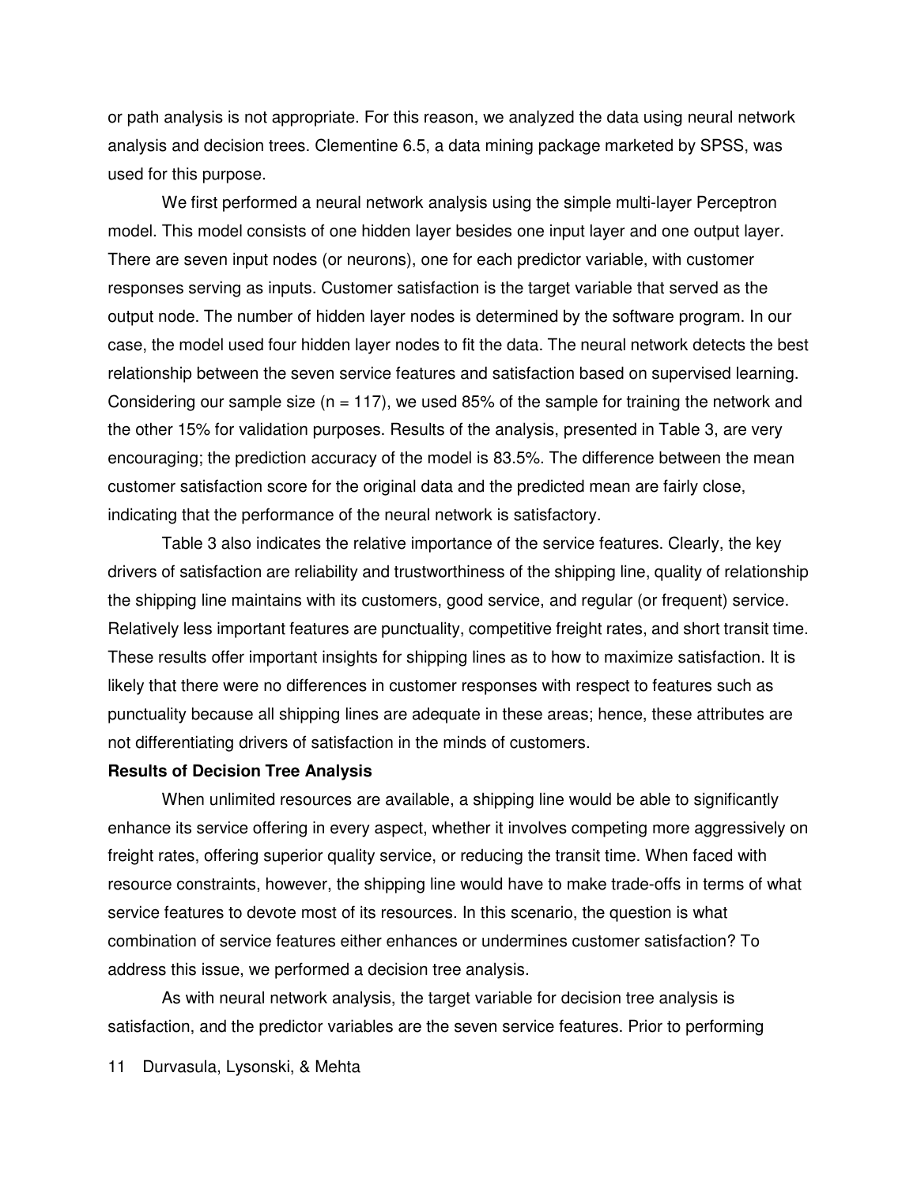or path analysis is not appropriate. For this reason, we analyzed the data using neural network analysis and decision trees. Clementine 6.5, a data mining package marketed by SPSS, was used for this purpose.

We first performed a neural network analysis using the simple multi-layer Perceptron model. This model consists of one hidden layer besides one input layer and one output layer. There are seven input nodes (or neurons), one for each predictor variable, with customer responses serving as inputs. Customer satisfaction is the target variable that served as the output node. The number of hidden layer nodes is determined by the software program. In our case, the model used four hidden layer nodes to fit the data. The neural network detects the best relationship between the seven service features and satisfaction based on supervised learning. Considering our sample size (n = 117), we used 85% of the sample for training the network and the other 15% for validation purposes. Results of the analysis, presented in Table 3, are very encouraging; the prediction accuracy of the model is 83.5%. The difference between the mean customer satisfaction score for the original data and the predicted mean are fairly close, indicating that the performance of the neural network is satisfactory.

Table 3 also indicates the relative importance of the service features. Clearly, the key drivers of satisfaction are reliability and trustworthiness of the shipping line, quality of relationship the shipping line maintains with its customers, good service, and regular (or frequent) service. Relatively less important features are punctuality, competitive freight rates, and short transit time. These results offer important insights for shipping lines as to how to maximize satisfaction. It is likely that there were no differences in customer responses with respect to features such as punctuality because all shipping lines are adequate in these areas; hence, these attributes are not differentiating drivers of satisfaction in the minds of customers.

**Results of Decision Tree Analysis**

When unlimited resources are available, a shipping line would be able to significantly enhance its service offering in every aspect, whether it involves competing more aggressively on freight rates, offering superior quality service, or reducing the transit time. When faced with resource constraints, however, the shipping line would have to make trade-offs in terms of what service features to devote most of its resources. In this scenario, the question is what combination of service features either enhances or undermines customer satisfaction? To address this issue, we performed a decision tree analysis.

As with neural network analysis, the target variable for decision tree analysis is satisfaction, and the predictor variables are the seven service features. Prior to performing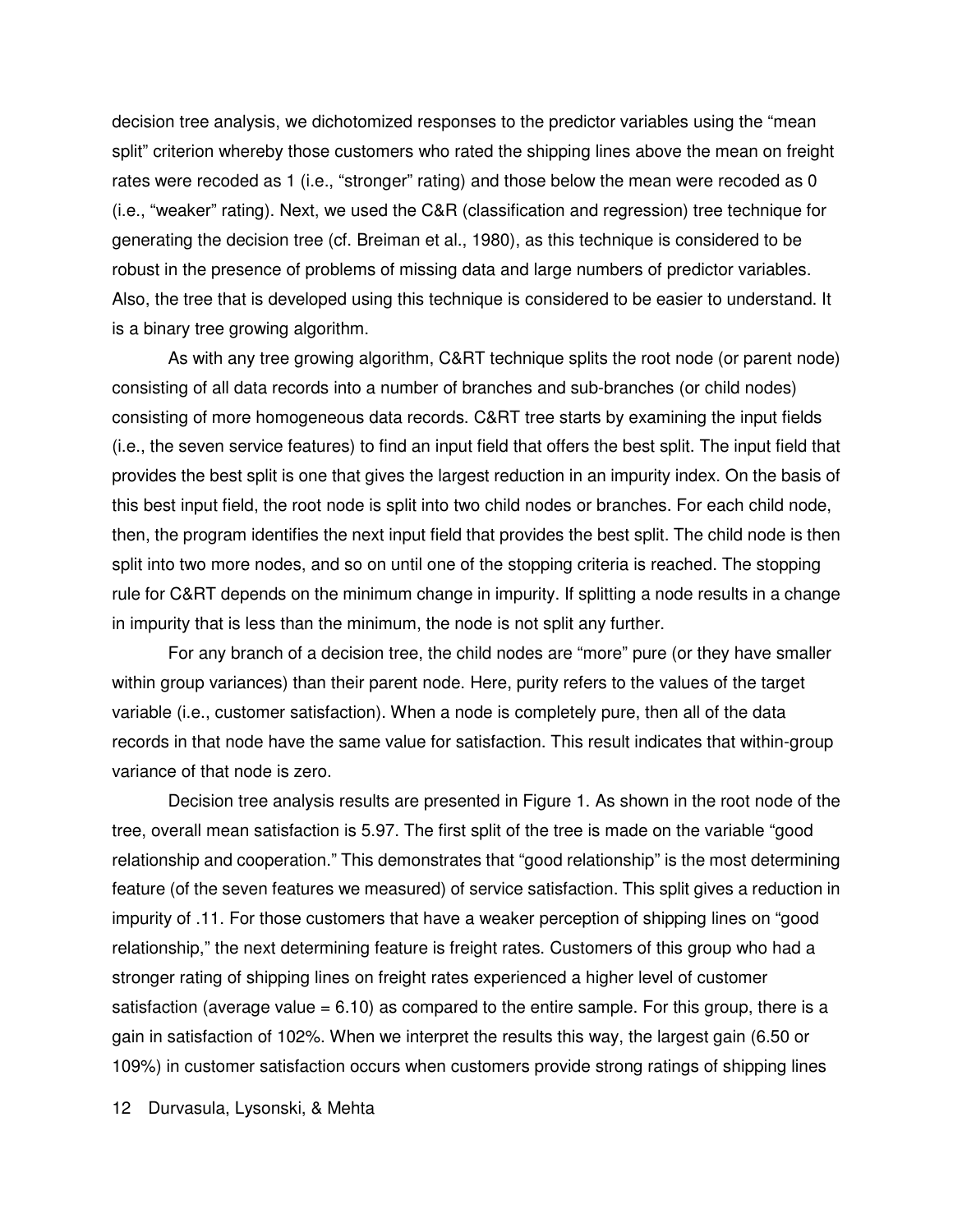decision tree analysis, we dichotomized responses to the predictor variables using the "mean split" criterion whereby those customers who rated the shipping lines above the mean on freight rates were recoded as 1 (i.e., "stronger" rating) and those below the mean were recoded as 0 (i.e., "weaker" rating). Next, we used the C&R (classification and regression) tree technique for generating the decision tree (cf. Breiman et al., 1980), as this technique is considered to be robust in the presence of problems of missing data and large numbers of predictor variables. Also, the tree that is developed using this technique is considered to be easier to understand. It is a binary tree growing algorithm.

As with any tree growing algorithm, C&RT technique splits the root node (or parent node) consisting of all data records into a number of branches and sub-branches (or child nodes) consisting of more homogeneous data records. C&RT tree starts by examining the input fields (i.e., the seven service features) to find an input field that offers the best split. The input field that provides the best split is one that gives the largest reduction in an impurity index. On the basis of this best input field, the root node is split into two child nodes or branches. For each child node, then, the program identifies the next input field that provides the best split. The child node is then split into two more nodes, and so on until one of the stopping criteria is reached. The stopping rule for C&RT depends on the minimum change in impurity. If splitting a node results in a change in impurity that is less than the minimum, the node is not split any further.

For any branch of a decision tree, the child nodes are "more" pure (or they have smaller within group variances) than their parent node. Here, purity refers to the values of the target variable (i.e., customer satisfaction). When a node is completely pure, then all of the data records in that node have the same value for satisfaction. This result indicates that within-group variance of that node is zero.

Decision tree analysis results are presented in Figure 1. As shown in the root node of the tree, overall mean satisfaction is 5.97. The first split of the tree is made on the variable "good relationship and cooperation." This demonstrates that "good relationship" is the most determining feature (of the seven features we measured) of service satisfaction. This split gives a reduction in impurity of .11. For those customers that have a weaker perception of shipping lines on "good relationship," the next determining feature is freight rates. Customers of this group who had a stronger rating of shipping lines on freight rates experienced a higher level of customer satisfaction (average value = 6.10) as compared to the entire sample. For this group, there is a gain in satisfaction of 102%. When we interpret the results this way, the largest gain (6.50 or 109%) in customer satisfaction occurs when customers provide strong ratings of shipping lines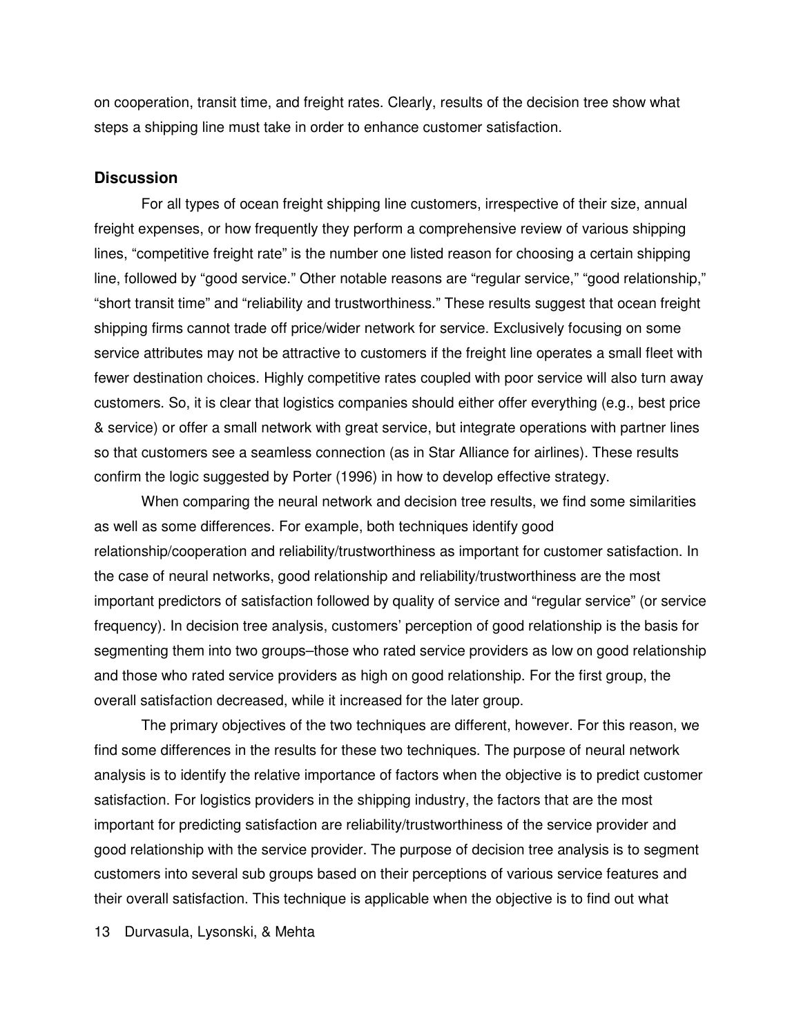on cooperation, transit time, and freight rates. Clearly, results of the decision tree show what steps a shipping line must take in order to enhance customer satisfaction.

### Discussion

For all types of ocean freight shipping line customers, irrespective of their size, annual freight expenses, or how frequently they perform a comprehensive review of various shipping lines, "competitive freight rate" is the number one listed reason for choosing a certain shipping line, followed by "good service." Other notable reasons are "regular service," "good relationship," "short transit time" and "reliability and trustworthiness." These results suggest that ocean freight shipping firms cannot trade off price/wider network for service. Exclusively focusing on some service attributes may not be attractive to customers if the freight line operates a small fleet with fewer destination choices. Highly competitive rates coupled with poor service will also turn away customers. So, it is clear that logistics companies should either offer everything (e.g., best price & service) or offer a small network with great service, but integrate operations with partner lines so that customers see a seamless connection (as in Star Alliance for airlines). These results confirm the logic suggested by Porter (1996) in how to develop effective strategy.

When comparing the neural network and decision tree results, we find some similarities as well as some differences. For example, both techniques identify good relationship/cooperation and reliability/trustworthiness as important for customer satisfaction. In the case of neural networks, good relationship and reliability/trustworthiness are the most important predictors of satisfaction followed by quality of service and "regular service" (or service frequency). In decision tree analysis, customers' perception of good relationship is the basis for segmenting them into two groups–those who rated service providers as low on good relationship and those who rated service providers as high on good relationship. For the first group, the overall satisfaction decreased, while it increased for the later group.

The primary objectives of the two techniques are different, however. For this reason, we find some differences in the results for these two techniques. The purpose of neural network analysis is to identify the relative importance of factors when the objective is to predict customer satisfaction. For logistics providers in the shipping industry, the factors that are the most important for predicting satisfaction are reliability/trustworthiness of the service provider and good relationship with the service provider. The purpose of decision tree analysis is to segment customers into several sub groups based on their perceptions of various service features and their overall satisfaction. This technique is applicable when the objective is to find out what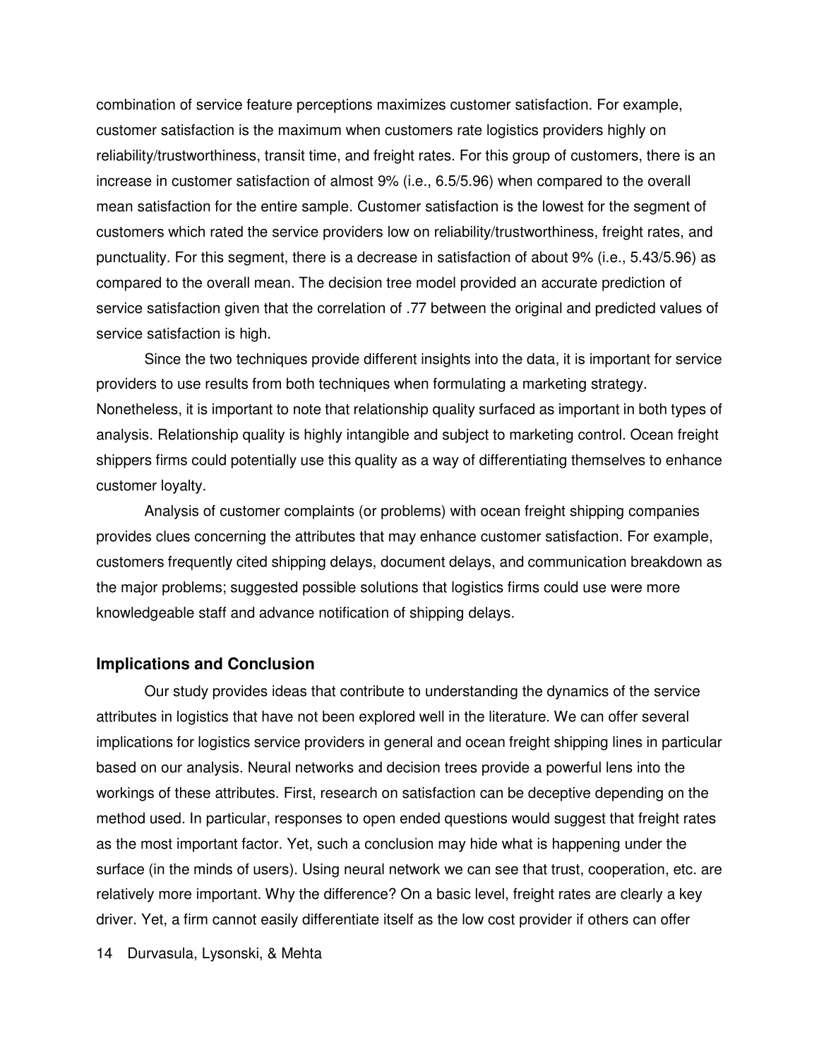combination of service feature perceptions maximizes customer satisfaction. For example, customer satisfaction is the maximum when customers rate logistics providers highly on reliability/trustworthiness, transit time, and freight rates. For this group of customers, there is an increase in customer satisfaction of almost 9% (i.e., 6.5/5.96) when compared to the overall mean satisfaction for the entire sample. Customer satisfaction is the lowest for the segment of customers which rated the service providers low on reliability/trustworthiness, freight rates, and punctuality. For this segment, there is a decrease in satisfaction of about 9% (i.e., 5.43/5.96) as compared to the overall mean. The decision tree model provided an accurate prediction of service satisfaction given that the correlation of .77 between the original and predicted values of service satisfaction is high.

Since the two techniques provide different insights into the data, it is important for service providers to use results from both techniques when formulating a marketing strategy. Nonetheless, it is important to note that relationship quality surfaced as important in both types of analysis. Relationship quality is highly intangible and subject to marketing control. Ocean freight shippers firms could potentially use this quality as a way of differentiating themselves to enhance customer loyalty.

Analysis of customer complaints (or problems) with ocean freight shipping companies provides clues concerning the attributes that may enhance customer satisfaction. For example, customers frequently cited shipping delays, document delays, and communication breakdown as the major problems; suggested possible solutions that logistics firms could use were more knowledgeable staff and advance notification of shipping delays.

## Implications and Conclusion

Our study provides ideas that contribute to understanding the dynamics of the service attributes in logistics that have not been explored well in the literature. We can offer several implications for logistics service providers in general and ocean freight shipping lines in particular based on our analysis. Neural networks and decision trees provide a powerful lens into the workings of these attributes. First, research on satisfaction can be deceptive depending on the method used. In particular, responses to open ended questions would suggest that freight rates as the most important factor. Yet, such a conclusion may hide what is happening under the surface (in the minds of users). Using neural network we can see that trust, cooperation, etc. are relatively more important. Why the difference? On a basic level, freight rates are clearly a key driver. Yet, a firm cannot easily differentiate itself as the low cost provider if others can offer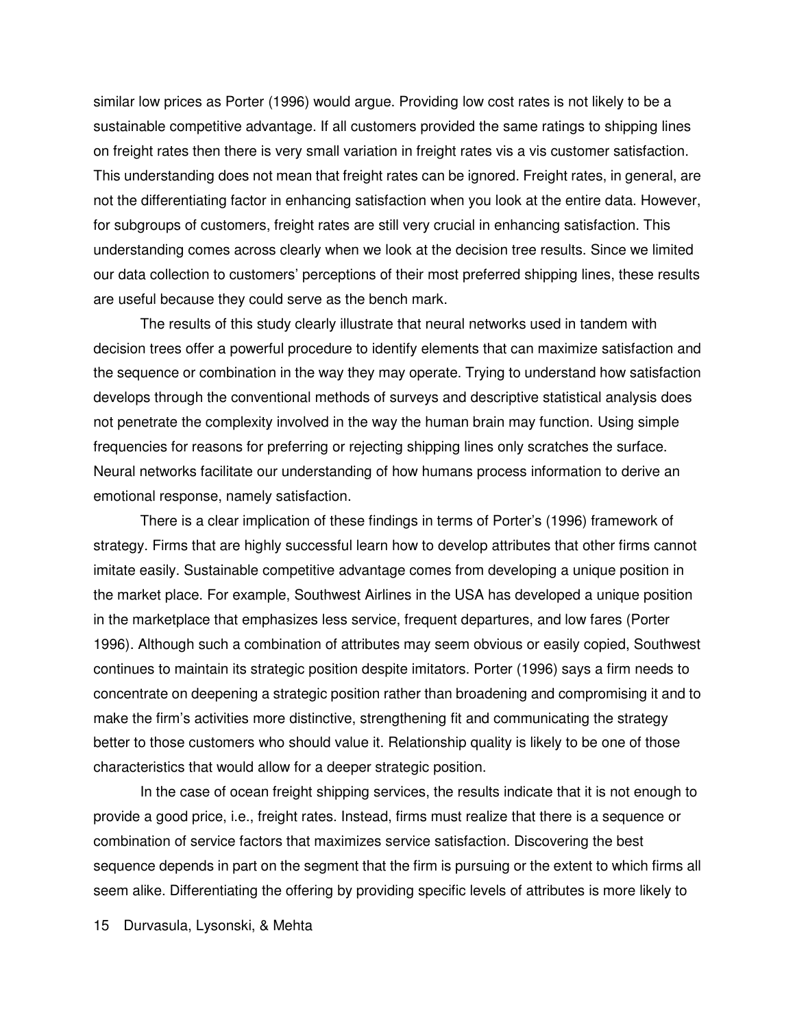similar low prices as Porter (1996) would argue. Providing low cost rates is not likely to be a sustainable competitive advantage. If all customers provided the same ratings to shipping lines on freight rates then there is very small variation in freight rates vis a vis customer satisfaction. This understanding does not mean that freight rates can be ignored. Freight rates, in general, are not the differentiating factor in enhancing satisfaction when you look at the entire data. However, for subgroups of customers, freight rates are still very crucial in enhancing satisfaction. This understanding comes across clearly when we look at the decision tree results. Since we limited our data collection to customers' perceptions of their most preferred shipping lines, these results are useful because they could serve as the bench mark.

The results of this study clearly illustrate that neural networks used in tandem with decision trees offer a powerful procedure to identify elements that can maximize satisfaction and the sequence or combination in the way they may operate. Trying to understand how satisfaction develops through the conventional methods of surveys and descriptive statistical analysis does not penetrate the complexity involved in the way the human brain may function. Using simple frequencies for reasons for preferring or rejecting shipping lines only scratches the surface. Neural networks facilitate our understanding of how humans process information to derive an emotional response, namely satisfaction.

There is a clear implication of these findings in terms of Porter's (1996) framework of strategy. Firms that are highly successful learn how to develop attributes that other firms cannot imitate easily. Sustainable competitive advantage comes from developing a unique position in the market place. For example, Southwest Airlines in the USA has developed a unique position in the marketplace that emphasizes less service, frequent departures, and low fares (Porter 1996). Although such a combination of attributes may seem obvious or easily copied, Southwest continues to maintain its strategic position despite imitators. Porter (1996) says a firm needs to concentrate on deepening a strategic position rather than broadening and compromising it and to make the firm's activities more distinctive, strengthening fit and communicating the strategy better to those customers who should value it. Relationship quality is likely to be one of those characteristics that would allow for a deeper strategic position.

In the case of ocean freight shipping services, the results indicate that it is not enough to provide a good price, i.e., freight rates. Instead, firms must realize that there is a sequence or combination of service factors that maximizes service satisfaction. Discovering the best sequence depends in part on the segment that the firm is pursuing or the extent to which firms all seem alike. Differentiating the offering by providing specific levels of attributes is more likely to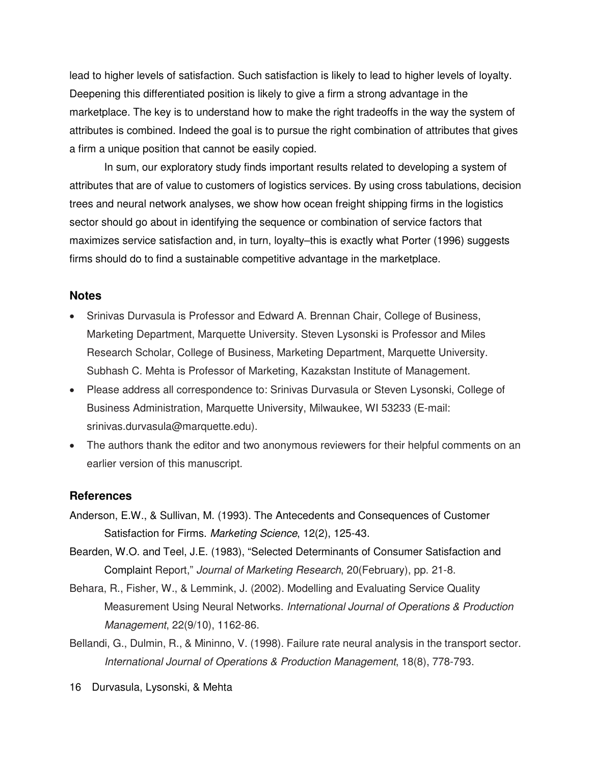lead to higher levels of satisfaction. Such satisfaction is likely to lead to higher levels of loyalty. Deepening this differentiated position is likely to give a firm a strong advantage in the marketplace. The key is to understand how to make the right tradeoffs in the way the system of attributes is combined. Indeed the goal is to pursue the right combination of attributes that gives a firm a unique position that cannot be easily copied.

In sum, our exploratory study finds important results related to developing a system of attributes that are of value to customers of logistics services. By using cross tabulations, decision trees and neural network analyses, we show how ocean freight shipping firms in the logistics sector should go about in identifying the sequence or combination of service factors that maximizes service satisfaction and, in turn, loyalty–this is exactly what Porter (1996) suggests firms should do to find a sustainable competitive advantage in the marketplace.

## Notes

- Srinivas Durvasula is Professor and Edward A. Brennan Chair, College of Business, Marketing Department, Marquette University. Steven Lysonski is Professor and Miles Research Scholar, College of Business, Marketing Department, Marquette University. Subhash C. Mehta is Professor of Marketing, Kazakstan Institute of Management.
- Please address all correspondence to: Srinivas Durvasula or Steven Lysonski, College of Business Administration, Marquette University, Milwaukee, WI 53233 (E-mail: srinivas.durvasula@marquette.edu).
- The authors thank the editor and two anonymous reviewers for their helpful comments on an earlier version of this manuscript.

## References

Anderson, E.W., & Sullivan, M. (1993). The Antecedents and Consequences of Customer Satisfaction for Firms. *Marketing Science*, 12(2), 125-43.

Bearden, W.O. and Teel, J.E. (1983), "Selected Determinants of Consumer Satisfaction and Complaint Report," *Journal of Marketing Research*, 20(February), pp. 21-8.

Behara, R., Fisher, W., & Lemmink, J. (2002). Modelling and Evaluating Service Quality Measurement Using Neural Networks. *International Journal of Operations & Production Management*, 22(9/10), 1162-86.

Bellandi, G., Dulmin, R., & Mininno, V. (1998). Failure rate neural analysis in the transport sector. *International Journal of Operations & Production Management*, 18(8), 778-793.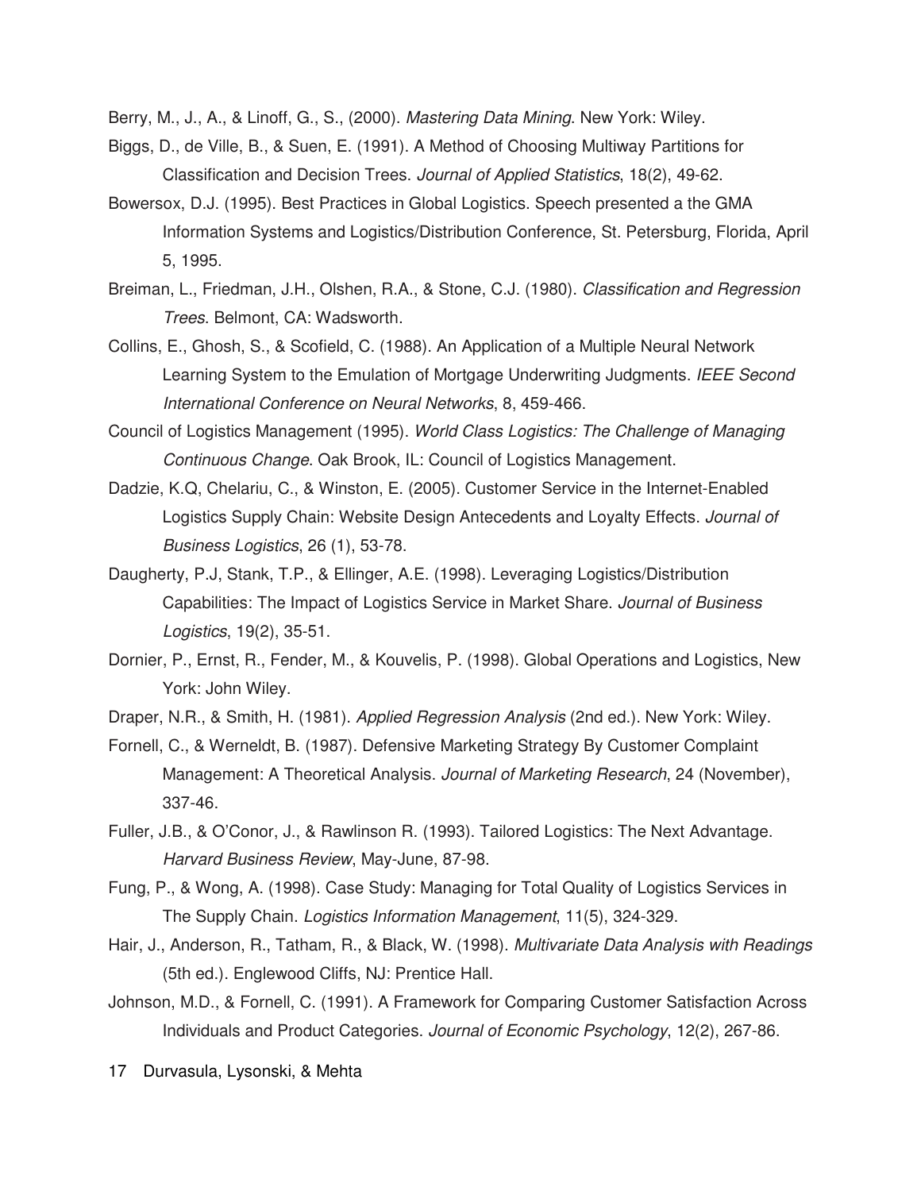Berry, M., J., A., & Linoff, G., S., (2000). *Mastering Data Mining*. New York: Wiley.

Biggs, D., de Ville, B., & Suen, E. (1991). A Method of Choosing Multiway Partitions for Classification and Decision Trees. *Journal of Applied Statistics*, 18(2), 49-62.

Bowersox, D.J. (1995). Best Practices in Global Logistics. Speech presented a the GMA Information Systems and Logistics/Distribution Conference, St. Petersburg, Florida, April 5, 1995.

Breiman, L., Friedman, J.H., Olshen, R.A., & Stone, C.J. (1980). *Classification and Regression Trees*. Belmont, CA: Wadsworth.

Collins, E., Ghosh, S., & Scofield, C. (1988). An Application of a Multiple Neural Network Learning System to the Emulation of Mortgage Underwriting Judgments. *IEEE Second International Conference on Neural Networks*, 8, 459-466.

Council of Logistics Management (1995). *World Class Logistics: The Challenge of Managing Continuous Change*. Oak Brook, IL: Council of Logistics Management.

Dadzie, K.Q, Chelariu, C., & Winston, E. (2005). Customer Service in the Internet-Enabled Logistics Supply Chain: Website Design Antecedents and Loyalty Effects. *Journal of Business Logistics*, 26 (1), 53-78.

Daugherty, P.J, Stank, T.P., & Ellinger, A.E. (1998). Leveraging Logistics/Distribution Capabilities: The Impact of Logistics Service in Market Share. *Journal of Business Logistics*, 19(2), 35-51.

Dornier, P., Ernst, R., Fender, M., & Kouvelis, P. (1998). Global Operations and Logistics, New York: John Wiley.

Draper, N.R., & Smith, H. (1981). *Applied Regression Analysis* (2nd ed.). New York: Wiley.

Fornell, C., & Werneldt, B. (1987). Defensive Marketing Strategy By Customer Complaint Management: A Theoretical Analysis. *Journal of Marketing Research*, 24 (November), 337-46.

Fuller, J.B., & O'Conor, J., & Rawlinson R. (1993). Tailored Logistics: The Next Advantage. *Harvard Business Review*, May-June, 87-98.

Fung, P., & Wong, A. (1998). Case Study: Managing for Total Quality of Logistics Services in The Supply Chain. *Logistics Information Management*, 11(5), 324-329.

Hair, J., Anderson, R., Tatham, R., & Black, W. (1998). *Multivariate Data Analysis with Readings* (5th ed.). Englewood Cliffs, NJ: Prentice Hall.

Johnson, M.D., & Fornell, C. (1991). A Framework for Comparing Customer Satisfaction Across Individuals and Product Categories. *Journal of Economic Psychology*, 12(2), 267-86.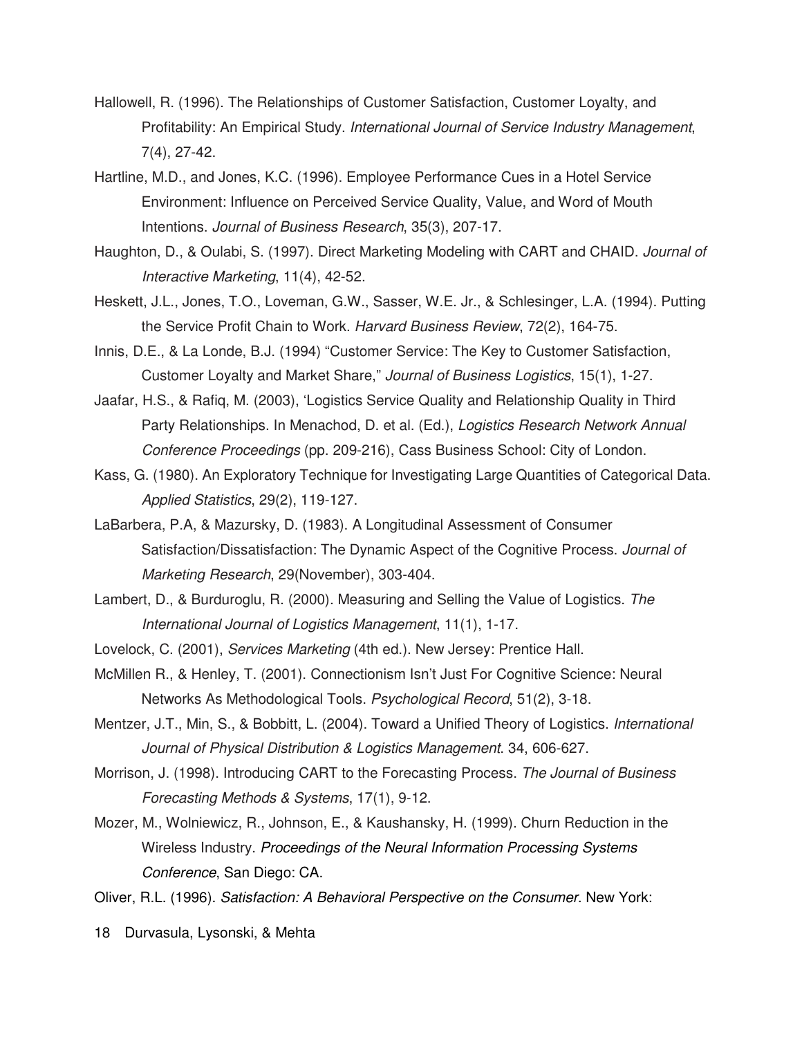Hallowell, R. (1996). The Relationships of Customer Satisfaction, Customer Loyalty, and Profitability: An Empirical Study. *International Journal of Service Industry Management*, 7(4), 27-42.

Hartline, M.D., and Jones, K.C. (1996). Employee Performance Cues in a Hotel Service Environment: Influence on Perceived Service Quality, Value, and Word of Mouth Intentions. *Journal of Business Research*, 35(3), 207-17.

Haughton, D., & Oulabi, S. (1997). Direct Marketing Modeling with CART and CHAID. *Journal of Interactive Marketing*, 11(4), 42-52.

Heskett, J.L., Jones, T.O., Loveman, G.W., Sasser, W.E. Jr., & Schlesinger, L.A. (1994). Putting the Service Profit Chain to Work. *Harvard Business Review*, 72(2), 164-75.

Innis, D.E., & La Londe, B.J. (1994) "Customer Service: The Key to Customer Satisfaction, Customer Loyalty and Market Share," *Journal of Business Logistics*, 15(1), 1-27.

Jaafar, H.S., & Rafiq, M. (2003), 'Logistics Service Quality and Relationship Quality in Third Party Relationships. In Menachod, D. et al. (Ed.), *Logistics Research Network Annual Conference Proceedings* (pp. 209-216), Cass Business School: City of London.

Kass, G. (1980). An Exploratory Technique for Investigating Large Quantities of Categorical Data. *Applied Statistics*, 29(2), 119-127.

LaBarbera, P.A, & Mazursky, D. (1983). A Longitudinal Assessment of Consumer Satisfaction/Dissatisfaction: The Dynamic Aspect of the Cognitive Process. *Journal of Marketing Research*, 29(November), 303-404.

Lambert, D., & Burduroglu, R. (2000). Measuring and Selling the Value of Logistics. *The International Journal of Logistics Management*, 11(1), 1-17.

Lovelock, C. (2001), *Services Marketing* (4th ed.). New Jersey: Prentice Hall.

McMillen R., & Henley, T. (2001). Connectionism Isn't Just For Cognitive Science: Neural Networks As Methodological Tools. *Psychological Record*, 51(2), 3-18.

Mentzer, J.T., Min, S., & Bobbitt, L. (2004). Toward a Unified Theory of Logistics. *International Journal of Physical Distribution & Logistics Management*. 34, 606-627.

Morrison, J. (1998). Introducing CART to the Forecasting Process. *The Journal of Business Forecasting Methods & Systems*, 17(1), 9-12.

Mozer, M., Wolniewicz, R., Johnson, E., & Kaushansky, H. (1999). Churn Reduction in the Wireless Industry. *Proceedings of the Neural Information Processing Systems Conference*, San Diego: CA.

Oliver, R.L. (1996). *Satisfaction: A Behavioral Perspective on the Consumer*. New York: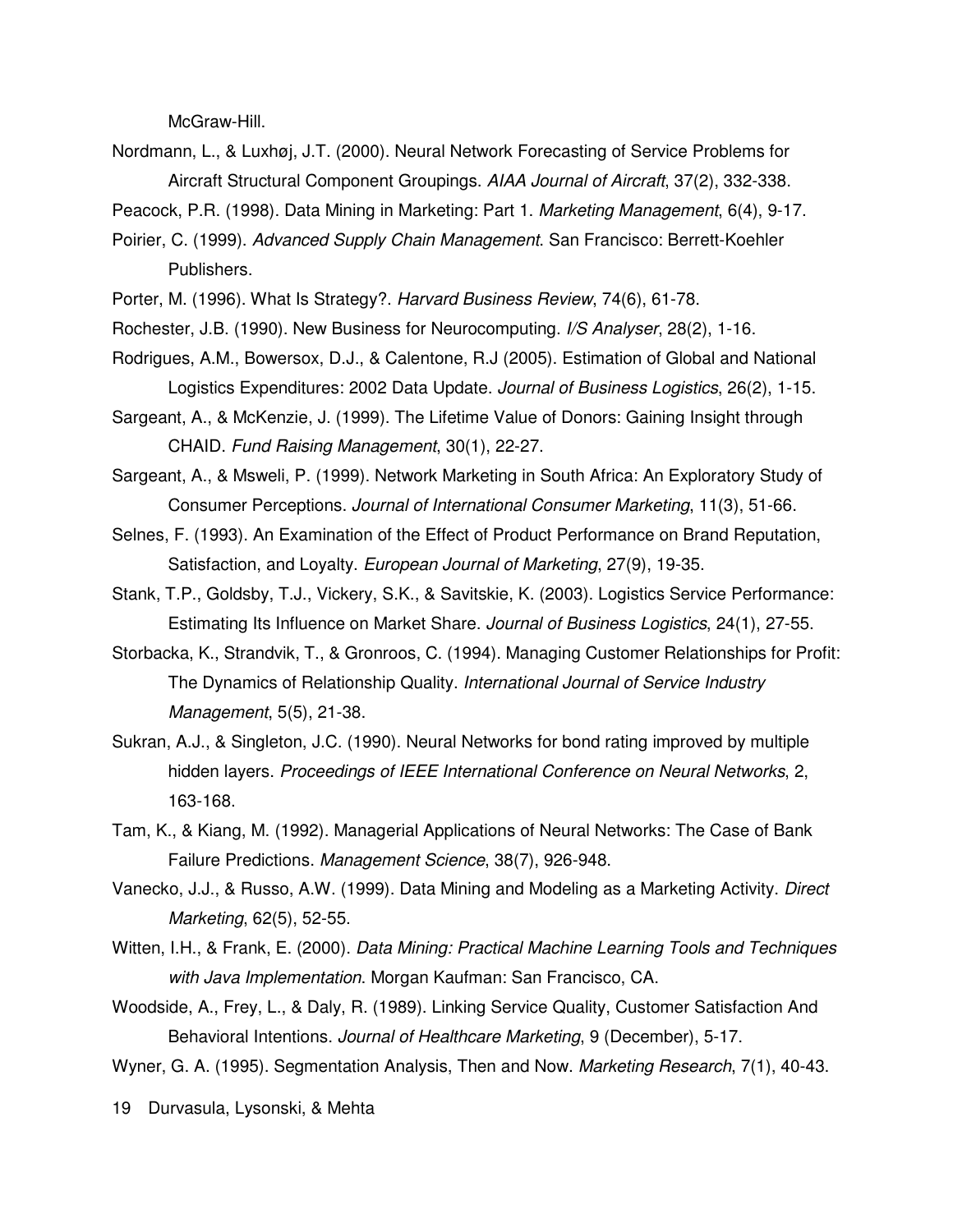McGraw-Hill.

Nordmann, L., & Luxhøj, J.T. (2000). Neural Network Forecasting of Service Problems for Aircraft Structural Component Groupings. *AIAA Journal of Aircraft*, 37(2), 332-338.

Peacock, P.R. (1998). Data Mining in Marketing: Part 1. *Marketing Management*, 6(4), 9-17.

Poirier, C. (1999). *Advanced Supply Chain Management*. San Francisco: Berrett-Koehler Publishers.

Porter, M. (1996). What Is Strategy?. *Harvard Business Review*, 74(6), 61-78.

Rochester, J.B. (1990). New Business for Neurocomputing. *I/S Analyser*, 28(2), 1-16.

Rodrigues, A.M., Bowersox, D.J., & Calentone, R.J (2005). Estimation of Global and National Logistics Expenditures: 2002 Data Update. *Journal of Business Logistics*, 26(2), 1-15.

Sargeant, A., & McKenzie, J. (1999). The Lifetime Value of Donors: Gaining Insight through CHAID. *Fund Raising Management*, 30(1), 22-27.

Sargeant, A., & Msweli, P. (1999). Network Marketing in South Africa: An Exploratory Study of Consumer Perceptions. *Journal of International Consumer Marketing*, 11(3), 51-66.

Selnes, F. (1993). An Examination of the Effect of Product Performance on Brand Reputation, Satisfaction, and Loyalty. *European Journal of Marketing*, 27(9), 19-35.

Stank, T.P., Goldsby, T.J., Vickery, S.K., & Savitskie, K. (2003). Logistics Service Performance: Estimating Its Influence on Market Share. *Journal of Business Logistics*, 24(1), 27-55.

Storbacka, K., Strandvik, T., & Gronroos, C. (1994). Managing Customer Relationships for Profit: The Dynamics of Relationship Quality. *International Journal of Service Industry Management*, 5(5), 21-38.

Sukran, A.J., & Singleton, J.C. (1990). Neural Networks for bond rating improved by multiple hidden layers. *Proceedings of IEEE International Conference on Neural Networks*, 2, 163-168.

Tam, K., & Kiang, M. (1992). Managerial Applications of Neural Networks: The Case of Bank Failure Predictions. *Management Science*, 38(7), 926-948.

Vanecko, J.J., & Russo, A.W. (1999). Data Mining and Modeling as a Marketing Activity. *Direct Marketing*, 62(5), 52-55.

Witten, I.H., & Frank, E. (2000). *Data Mining: Practical Machine Learning Tools and Techniques with Java Implementation*. Morgan Kaufman: San Francisco, CA.

Woodside, A., Frey, L., & Daly, R. (1989). Linking Service Quality, Customer Satisfaction And Behavioral Intentions. *Journal of Healthcare Marketing*, 9 (December), 5-17.

Wyner, G. A. (1995). Segmentation Analysis, Then and Now. *Marketing Research*, 7(1), 40-43.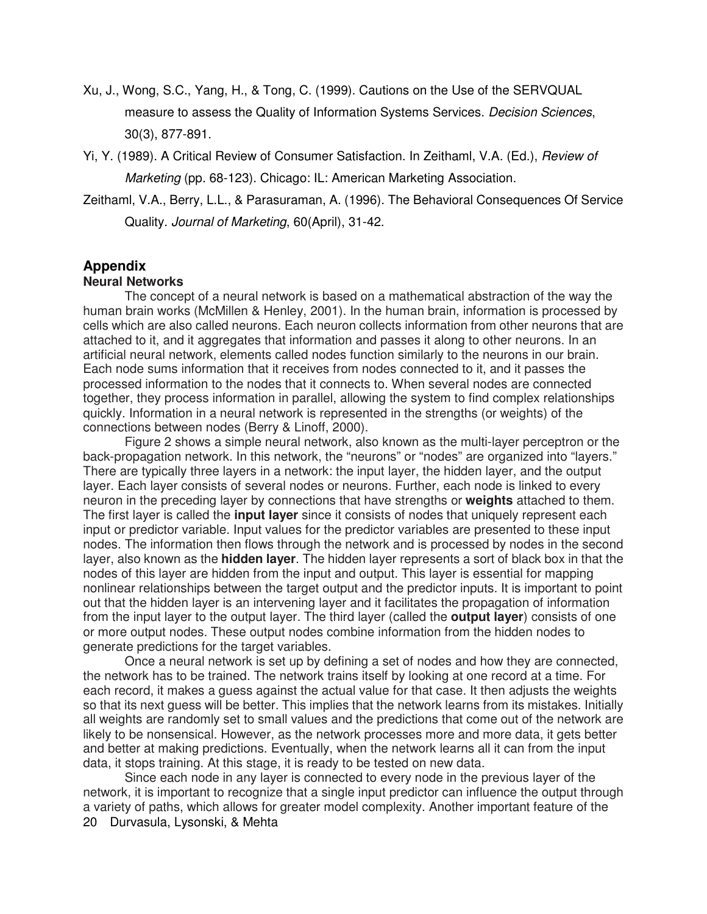Xu, J., Wong, S.C., Yang, H., & Tong, C. (1999). Cautions on the Use of the SERVQUAL measure to assess the Quality of Information Systems Services. *Decision Sciences*, 30(3), 877-891.

Yi, Y. (1989). A Critical Review of Consumer Satisfaction. In Zeithaml, V.A. (Ed.), *Review of Marketing* (pp. 68-123). Chicago: IL: American Marketing Association.

Zeithaml, V.A., Berry, L.L., & Parasuraman, A. (1996). The Behavioral Consequences Of Service Quality. *Journal of Marketing*, 60(April), 31-42.

## Appendix

### Neural Networks

The concept of a neural network is based on a mathematical abstraction of the way the human brain works (McMillen & Henley, 2001). In the human brain, information is processed by cells which are also called neurons. Each neuron collects information from other neurons that are attached to it, and it aggregates that information and passes it along to other neurons. In an artificial neural network, elements called nodes function similarly to the neurons in our brain. Each node sums information that it receives from nodes connected to it, and it passes the processed information to the nodes that it connects to. When several nodes are connected together, they process information in parallel, allowing the system to find complex relationships quickly. Information in a neural network is represented in the strengths (or weights) of the connections between nodes (Berry & Linoff, 2000).

Figure 2 shows a simple neural network, also known as the multi-layer perceptron or the back-propagation network. In this network, the "neurons" or "nodes" are organized into "layers." There are typically three layers in a network: the input layer, the hidden layer, and the output layer. Each layer consists of several nodes or neurons. Further, each node is linked to every neuron in the preceding layer by connections that have strengths or **weights** attached to them. The first layer is called the **input layer** since it consists of nodes that uniquely represent each input or predictor variable. Input values for the predictor variables are presented to these input nodes. The information then flows through the network and is processed by nodes in the second layer, also known as the **hidden layer**. The hidden layer represents a sort of black box in that the nodes of this layer are hidden from the input and output. This layer is essential for mapping nonlinear relationships between the target output and the predictor inputs. It is important to point out that the hidden layer is an intervening layer and it facilitates the propagation of information from the input layer to the output layer. The third layer (called the **output layer**) consists of one or more output nodes. These output nodes combine information from the hidden nodes to generate predictions for the target variables.

Once a neural network is set up by defining a set of nodes and how they are connected, the network has to be trained. The network trains itself by looking at one record at a time. For each record, it makes a guess against the actual value for that case. It then adjusts the weights so that its next guess will be better. This implies that the network learns from its mistakes. Initially all weights are randomly set to small values and the predictions that come out of the network are likely to be nonsensical. However, as the network processes more and more data, it gets better and better at making predictions. Eventually, when the network learns all it can from the input data, it stops training. At this stage, it is ready to be tested on new data.

Since each node in any layer is connected to every node in the previous layer of the network, it is important to recognize that a single input predictor can influence the output through a variety of paths, which allows for greater model complexity. Another important feature of the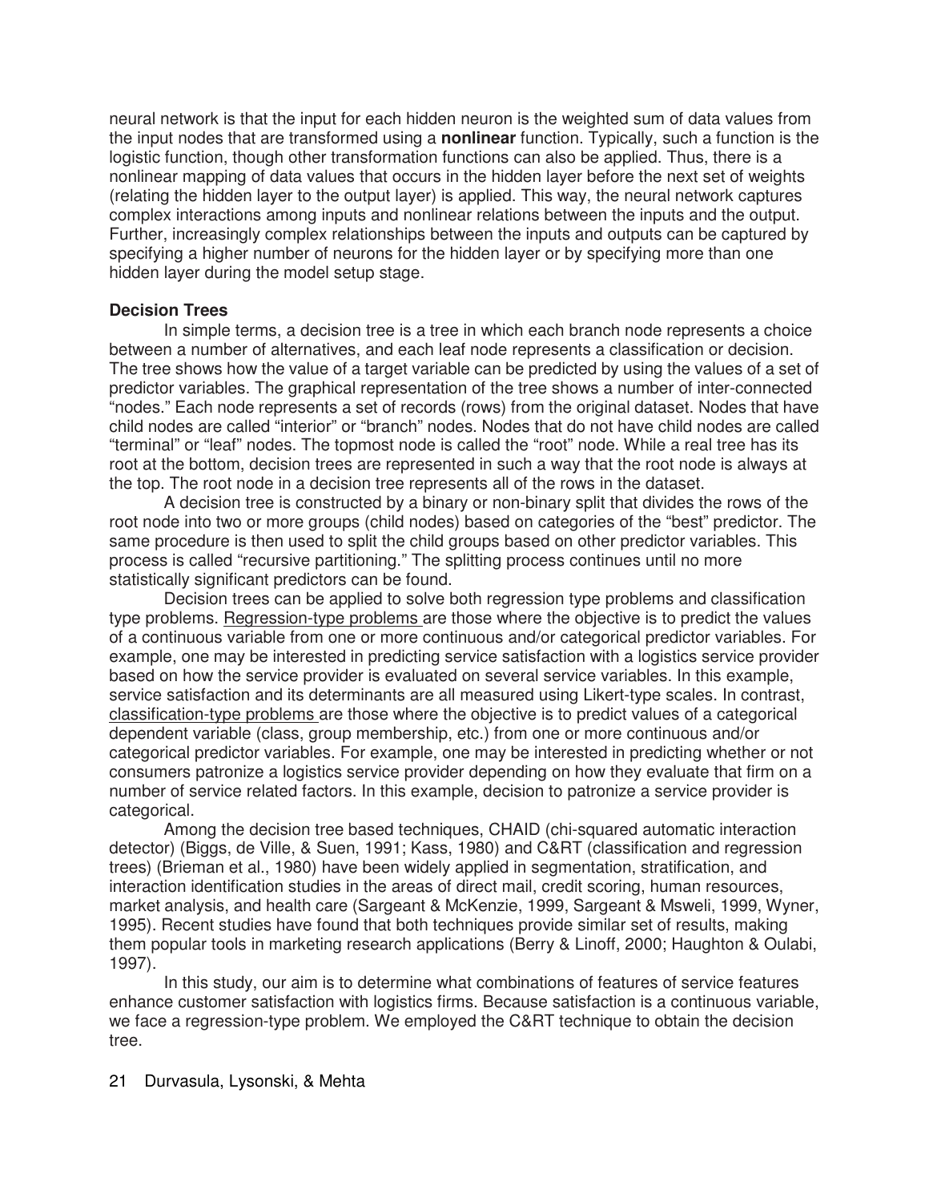neural network is that the input for each hidden neuron is the weighted sum of data values from the input nodes that are transformed using a **nonlinear** function. Typically, such a function is the logistic function, though other transformation functions can also be applied. Thus, there is a nonlinear mapping of data values that occurs in the hidden layer before the next set of weights (relating the hidden layer to the output layer) is applied. This way, the neural network captures complex interactions among inputs and nonlinear relations between the inputs and the output. Further, increasingly complex relationships between the inputs and outputs can be captured by specifying a higher number of neurons for the hidden layer or by specifying more than one hidden layer during the model setup stage.

### Decision Trees

In simple terms, a decision tree is a tree in which each branch node represents a choice between a number of alternatives, and each leaf node represents a classification or decision. The tree shows how the value of a target variable can be predicted by using the values of a set of predictor variables. The graphical representation of the tree shows a number of inter-connected "nodes." Each node represents a set of records (rows) from the original dataset. Nodes that have child nodes are called "interior" or "branch" nodes. Nodes that do not have child nodes are called "terminal" or "leaf" nodes. The topmost node is called the "root" node. While a real tree has its root at the bottom, decision trees are represented in such a way that the root node is always at the top. The root node in a decision tree represents all of the rows in the dataset.

A decision tree is constructed by a binary or non-binary split that divides the rows of the root node into two or more groups (child nodes) based on categories of the "best" predictor. The same procedure is then used to split the child groups based on other predictor variables. This process is called "recursive partitioning." The splitting process continues until no more statistically significant predictors can be found.

Decision trees can be applied to solve both regression type problems and classification type problems. <u>Regression-type problems</u> are those where the objective is to predict the values of a continuous variable from one or more continuous and/or categorical predictor variables. For example, one may be interested in predicting service satisfaction with a logistics service provider based on how the service provider is evaluated on several service variables. In this example, service satisfaction and its determinants are all measured using Likert-type scales. In contrast, <u>classification-type problems</u> are those where the objective is to predict values of a categorical dependent variable (class, group membership, etc.) from one or more continuous and/or categorical predictor variables. For example, one may be interested in predicting whether or not consumers patronize a logistics service provider depending on how they evaluate that firm on a number of service related factors. In this example, decision to patronize a service provider is categorical.

Among the decision tree based techniques, CHAID (chi-squared automatic interaction detector) (Biggs, de Ville, & Suen, 1991; Kass, 1980) and C&RT (classification and regression trees) (Brieman et al., 1980) have been widely applied in segmentation, stratification, and interaction identification studies in the areas of direct mail, credit scoring, human resources, market analysis, and health care (Sargeant & McKenzie, 1999, Sargeant & Msweli, 1999, Wyner, 1995). Recent studies have found that both techniques provide similar set of results, making them popular tools in marketing research applications (Berry & Linoff, 2000; Haughton & Oulabi, 1997).

In this study, our aim is to determine what combinations of features of service features enhance customer satisfaction with logistics firms. Because satisfaction is a continuous variable, we face a regression-type problem. We employed the C&RT technique to obtain the decision tree.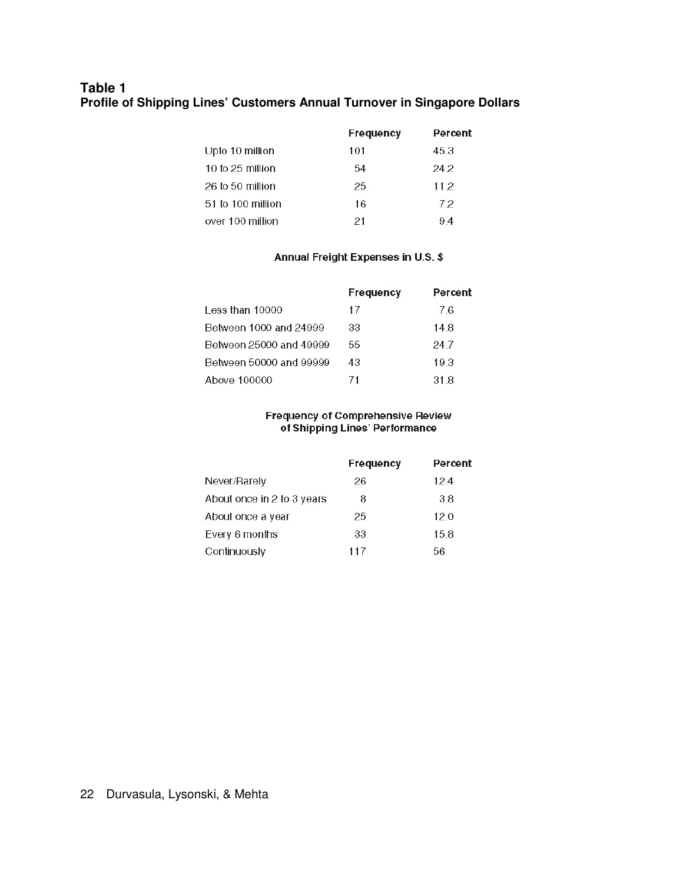**Table 1**
**Profile of Shipping Lines' Customers Annual Turnover in Singapore Dollars**

| | Frequency | Percent |
|---|---|---|
| Upto 10 million | 101 | 45.3 |
| 10 to 25 million | 54 | 24.2 |
| 26 to 50 million | 25 | 11.2 |
| 51 to 100 million | 16 | 7.2 |
| over 100 million | 21 | 9.4 |

**Annual Freight Expenses in U.S. $**

| | Frequency | Percent |
|---|---|---|
| Less than 10000 | 17 | 7.6 |
| Between 1000 and 24999 | 33 | 14.8 |
| Between 25000 and 49999 | 55 | 24.7 |
| Between 50000 and 99999 | 43 | 19.3 |
| Above 100000 | 71 | 31.8 |

**Frequency of Comprehensive Review of Shipping Lines' Performance**

| | Frequency | Percent |
|---|---|---|
| Never/Rarely | 26 | 12.4 |
| About once in 2 to 3 years | 8 | 3.8 |
| About once a year | 25 | 12.0 |
| Every 6 months | 33 | 15.8 |
| Continuously | 117 | 56 |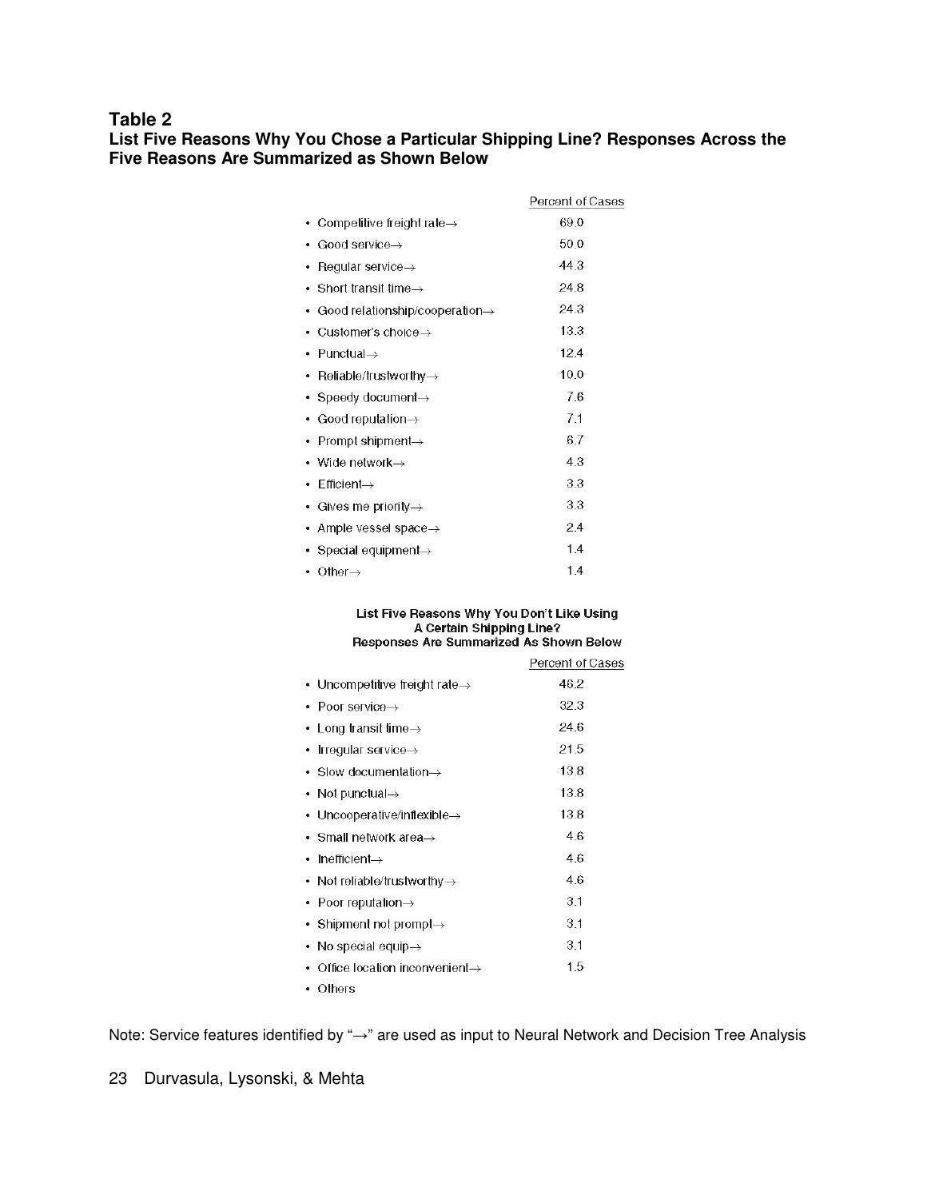**Table 2**
**List Five Reasons Why You Chose a Particular Shipping Line? Responses Across the Five Reasons Are Summarized as Shown Below**

| | Percent of Cases |
|---|---|
| • Competitive freight rate→ | 69.0 |
| • Good service→ | 50.0 |
| • Regular service→ | 44.3 |
| • Short transit time→ | 24.8 |
| • Good relationship/cooperation→ | 24.3 |
| • Customer's choice→ | 13.3 |
| • Punctual→ | 12.4 |
| • Reliable/trustworthy→ | 10.0 |
| • Speedy document→ | 7.6 |
| • Good reputation→ | 7.1 |
| • Prompt shipment→ | 6.7 |
| • Wide network→ | 4.3 |
| • Efficient→ | 3.3 |
| • Gives me priority→ | 3.3 |
| • Ample vessel space→ | 2.4 |
| • Special equipment→ | 1.4 |
| • Other→ | 1.4 |

**List Five Reasons Why You Don't Like Using A Certain Shipping Line? Responses Are Summarized As Shown Below**

| | Percent of Cases |
|---|---|
| • Uncompetitive freight rate→ | 46.2 |
| • Poor service→ | 32.3 |
| • Long transit time→ | 24.6 |
| • Irregular service→ | 21.5 |
| • Slow documentation→ | 13.8 |
| • Not punctual→ | 13.8 |
| • Uncooperative/inflexible→ | 13.8 |
| • Small network area→ | 4.6 |
| • Inefficient→ | 4.6 |
| • Not reliable/trustworthy→ | 4.6 |
| • Poor reputation→ | 3.1 |
| • Shipment not prompt→ | 3.1 |
| • No special equip→ | 3.1 |
| • Office location inconvenient→ | 1.5 |
| • Others | |

Note: Service features identified by "→" are used as input to Neural Network and Decision Tree Analysis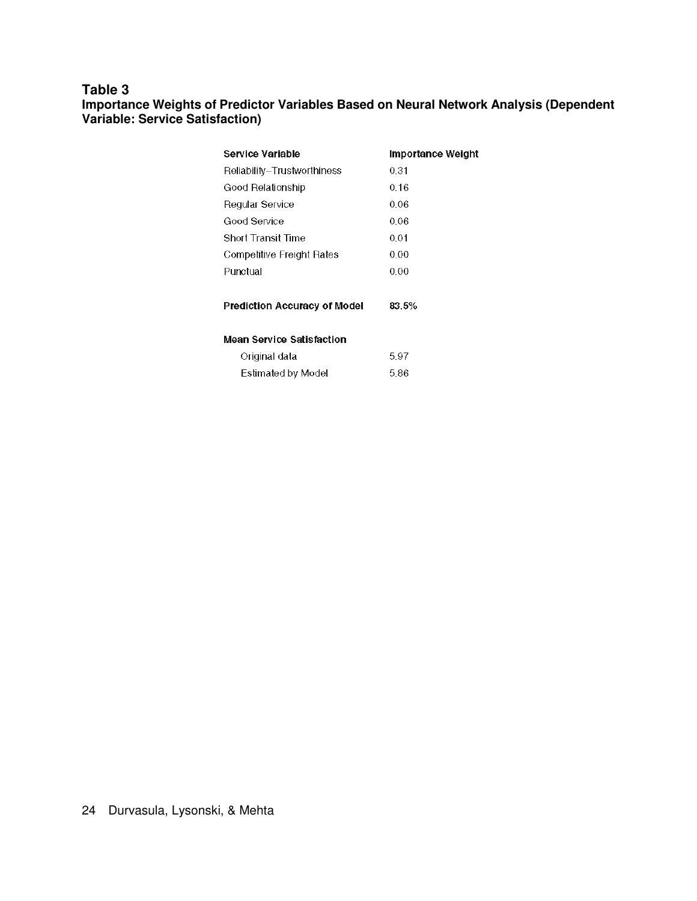**Table 3**
**Importance Weights of Predictor Variables Based on Neural Network Analysis (Dependent Variable: Service Satisfaction)**

| Service Variable | Importance Weight |
|---|---|
| Reliability–Trustworthiness | 0.31 |
| Good Relationship | 0.16 |
| Regular Service | 0.06 |
| Good Service | 0.06 |
| Short Transit Time | 0.01 |
| Competitive Freight Rates | 0.00 |
| Punctual | 0.00 |
| | |
| **Prediction Accuracy of Model** | **83.5%** |
| | |
| **Mean Service Satisfaction** | |
| Original data | 5.97 |
| Estimated by Model | 5.86 |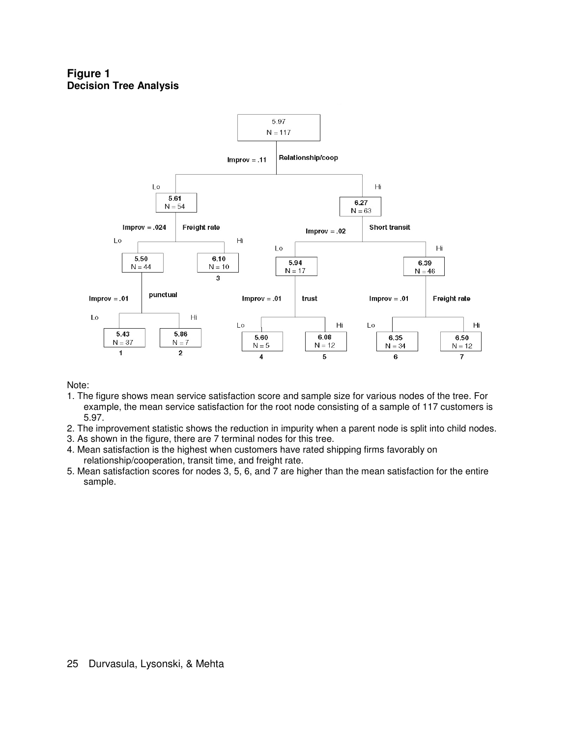**Figure 1**
**Decision Tree Analysis**

- 5.97, N = 117
  - Improv = .11 — Relationship/coop
    - Lo: 5.61, N = 54
      - Improv = .024 — Freight rate
        - Lo: 5.50, N = 44
          - Improv = .01 — punctual
            - Lo: 5.43, N = 37 (1)
            - Hi: 5.86, N = 7 (2)
        - Hi: 6.10, N = 10 (3)
    - Hi: 6.27, N = 63
      - Improv = .02 — Short transit
        - Lo: 5.94, N = 17
          - Improv = .01 — trust
            - Lo: 5.60, N = 5 (4)
            - Hi: 6.08, N = 12 (5)
        - Hi: 6.39, N = 46
          - Improv = .01 — Freight rate
            - Lo: 6.35, N = 34 (6)
            - Hi: 6.50, N = 12 (7)

Note:

1. The figure shows mean service satisfaction score and sample size for various nodes of the tree. For example, the mean service satisfaction for the root node consisting of a sample of 117 customers is 5.97.
2. The improvement statistic shows the reduction in impurity when a parent node is split into child nodes.
3. As shown in the figure, there are 7 terminal nodes for this tree.
4. Mean satisfaction is the highest when customers have rated shipping firms favorably on relationship/cooperation, transit time, and freight rate.
5. Mean satisfaction scores for nodes 3, 5, 6, and 7 are higher than the mean satisfaction for the entire sample.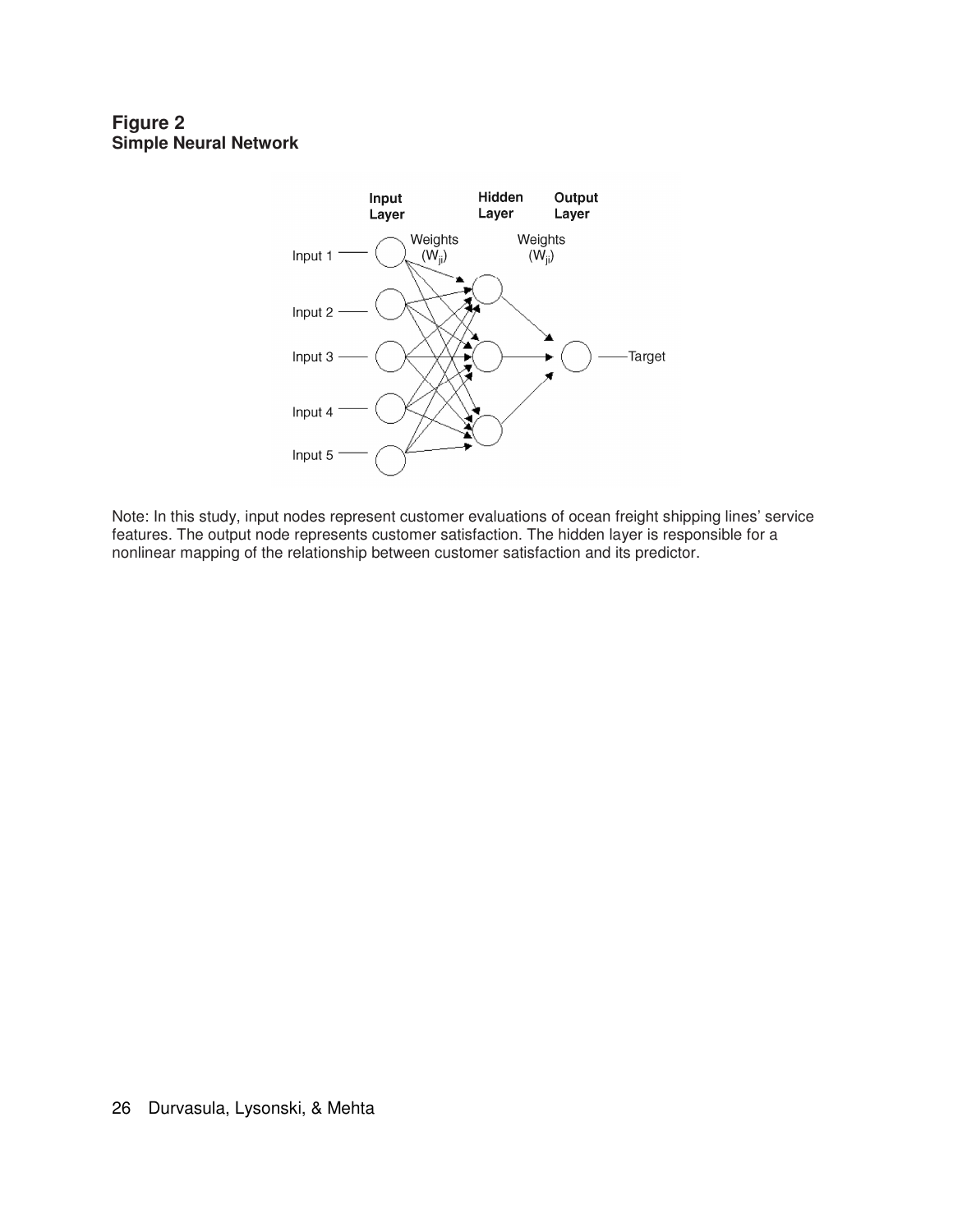**Figure 2**
**Simple Neural Network**

Input Layer

Hidden Layer

Output Layer

Weights ($W_{ji}$)

Weights ($W_{ji}$)

Input 1

Input 2

Input 3

Input 4

Input 5

Target

Note: In this study, input nodes represent customer evaluations of ocean freight shipping lines' service features. The output node represents customer satisfaction. The hidden layer is responsible for a nonlinear mapping of the relationship between customer satisfaction and its predictor.